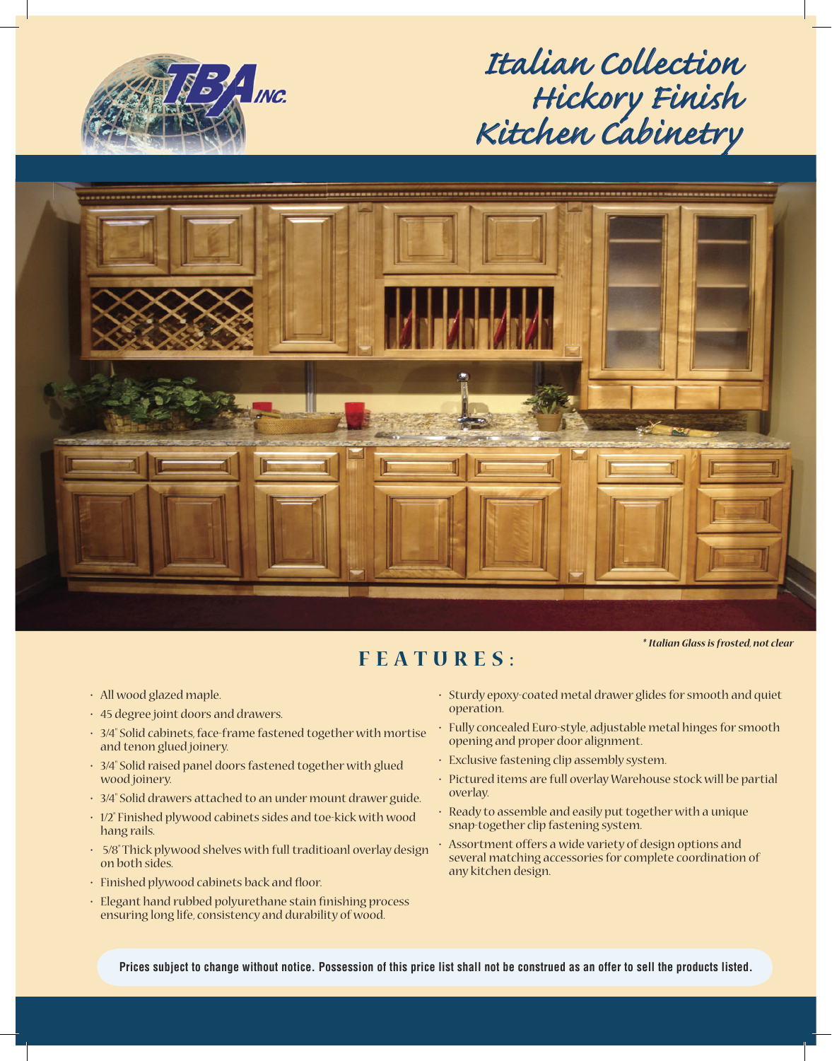TBA INC.

# Italian Collection Hickory Finish Kitchen Cabinetry

*\* Italian Glass is frosted, not clear*

## FEATURES:

- All wood glazed maple.
- 45 degree joint doors and drawers.
- 3/4" Solid cabinets, face-frame fastened together with mortise and tenon glued joinery.
- 3/4" Solid raised panel doors fastened together with glued wood joinery.
- 3/4" Solid drawers attached to an under mount drawer guide.
- 1/2" Finished plywood cabinets sides and toe-kick with wood hang rails.
- 5/8" Thick plywood shelves with full traditioanl overlay design on both sides.
- Finished plywood cabinets back and floor.
- Elegant hand rubbed polyurethane stain finishing process ensuring long life, consistency and durability of wood.
- Sturdy epoxy-coated metal drawer glides for smooth and quiet operation.
- Fully concealed Euro-style, adjustable metal hinges for smooth opening and proper door alignment.
- Exclusive fastening clip assembly system.
- Pictured items are full overlay Warehouse stock will be partial overlay.
- Ready to assemble and easily put together with a unique snap-together clip fastening system.
- Assortment offers a wide variety of design options and several matching accessories for complete coordination of any kitchen design.

**Prices subject to change without notice. Possession of this price list shall not be construed as an offer to sell the products listed.**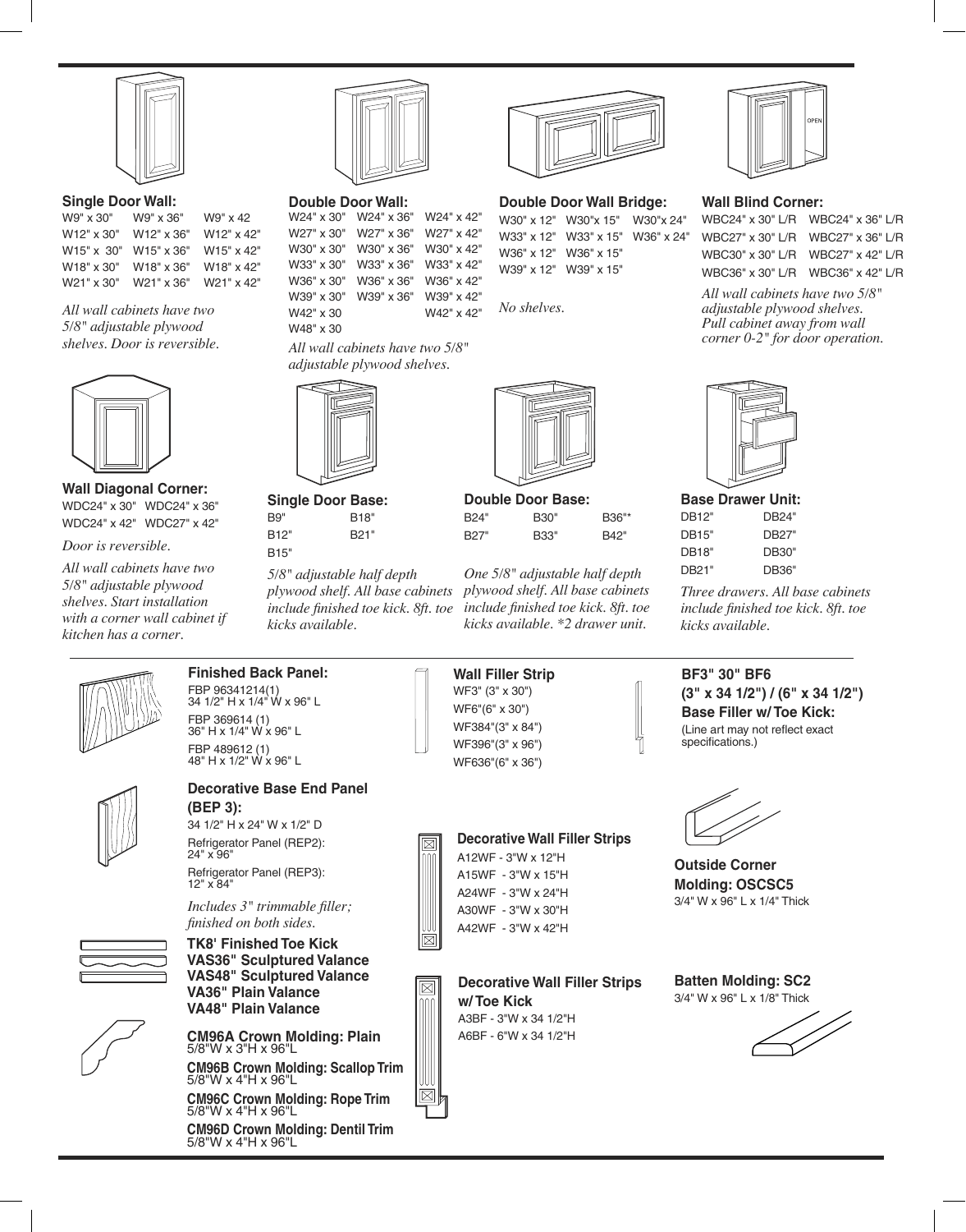### Single Door Wall:

| | | |
|---|---|---|
| W9" x 30" | W9" x 36" | W9" x 42 |
| W12" x 30" | W12" x 36" | W12" x 42" |
| W15" x 30" | W15" x 36" | W15" x 42" |
| W18" x 30" | W18" x 36" | W18" x 42" |
| W21" x 30" | W21" x 36" | W21" x 42" |

*All wall cabinets have two 5/8" adjustable plywood shelves. Door is reversible.*

### Double Door Wall:

| | | |
|---|---|---|
| W24" x 30" | W24" x 36" | W24" x 42" |
| W27" x 30" | W27" x 36" | W27" x 42" |
| W30" x 30" | W30" x 36" | W30" x 42" |
| W33" x 30" | W33" x 36" | W33" x 42" |
| W36" x 30" | W36" x 36" | W36" x 42" |
| W39" x 30" | W39" x 36" | W39" x 42" |
| W42" x 30 | | W42" x 42" |
| W48" x 30 | | |

*All wall cabinets have two 5/8" adjustable plywood shelves.*

### Double Door Wall Bridge:

| | | |
|---|---|---|
| W30" x 12" | W30"x 15" | W30"x 24" |
| W33" x 12" | W33" x 15" | W36" x 24" |
| W36" x 12" | W36" x 15" | |
| W39" x 12" | W39" x 15" | |

*No shelves.*

### Wall Blind Corner:

| | |
|---|---|
| WBC24" x 30" L/R | WBC24" x 36" L/R |
| WBC27" x 30" L/R | WBC27" x 36" L/R |
| WBC30" x 30" L/R | WBC27" x 42" L/R |
| WBC36" x 30" L/R | WBC36" x 42" L/R |

*All wall cabinets have two 5/8" adjustable plywood shelves. Pull cabinet away from wall corner 0-2" for door operation.*

### Wall Diagonal Corner:

| | |
|---|---|
| WDC24" x 30" | WDC24" x 36" |
| WDC24" x 42" | WDC27" x 42" |

*Door is reversible.*

*All wall cabinets have two 5/8" adjustable plywood shelves. Start installation with a corner wall cabinet if kitchen has a corner.*

### Single Door Base:

| | |
|---|---|
| B9" | B18" |
| B12" | B21" |
| B15" | |

*5/8" adjustable half depth plywood shelf. All base cabinets include finished toe kick. 8ft. toe kicks available.*

### Double Door Base:

| | | |
|---|---|---|
| B24" | B30" | B36"* |
| B27" | B33" | B42" |

*One 5/8" adjustable half depth plywood shelf. All base cabinets include finished toe kick. 8ft. toe kicks available. *2 drawer unit.*

### Base Drawer Unit:

| | |
|---|---|
| DB12" | DB24" |
| DB15" | DB27" |
| DB18" | DB30" |
| DB21" | DB36" |

*Three drawers. All base cabinets include finished toe kick. 8ft. toe kicks available.*

---

### Finished Back Panel:

FBP 96341214(1)
34 1/2" H x 1/4" W x 96" L

FBP 369614 (1)
36" H x 1/4" W x 96" L

FBP 489612 (1)
48" H x 1/2" W x 96" L

### Wall Filler Strip

WF3" (3" x 30")
WF6"(6" x 30")
WF384"(3" x 84")
WF396"(3" x 96")
WF636"(6" x 36")

### BF3" 30" BF6 (3" x 34 1/2") / (6" x 34 1/2") Base Filler w/ Toe Kick:

(Line art may not reflect exact specifications.)

### Decorative Base End Panel (BEP 3):

34 1/2" H x 24" W x 1/2" D

Refrigerator Panel (REP2):
24" x 96"

Refrigerator Panel (REP3):
12" x 84"

*Includes 3" trimmable filler; finished on both sides.*

### Decorative Wall Filler Strips

A12WF - 3"W x 12"H
A15WF - 3"W x 15"H
A24WF - 3"W x 24"H
A30WF - 3"W x 30"H
A42WF - 3"W x 42"H

### Outside Corner Molding: OSCSC5

3/4" W x 96" L x 1/4" Thick

### TK8' Finished Toe Kick
### VAS36" Sculptured Valance
### VAS48" Sculptured Valance
### VA36" Plain Valance
### VA48" Plain Valance

### Decorative Wall Filler Strips w/ Toe Kick

A3BF - 3"W x 34 1/2"H
A6BF - 6"W x 34 1/2"H

### Batten Molding: SC2

3/4" W x 96" L x 1/8" Thick

### CM96A Crown Molding: Plain
5/8"W x 3"H x 96"L

### CM96B Crown Molding: Scallop Trim
5/8"W x 4"H x 96"L

### CM96C Crown Molding: Rope Trim
5/8"W x 4"H x 96"L

### CM96D Crown Molding: Dentil Trim
5/8"W x 4"H x 96"L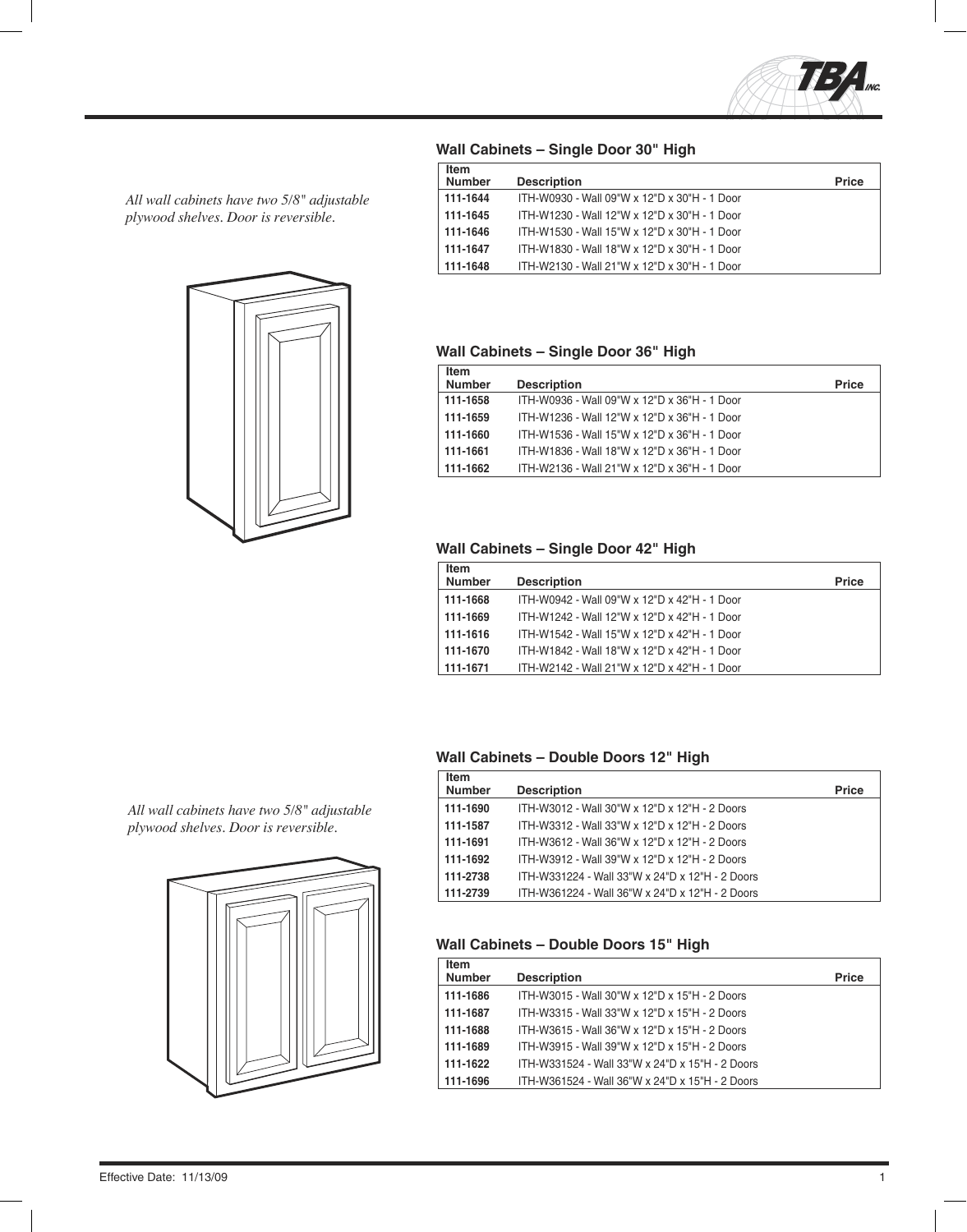*All wall cabinets have two 5/8" adjustable plywood shelves. Door is reversible.*

## Wall Cabinets – Single Door 30" High

| Item Number | Description | Price |
|---|---|---|
| 111-1644 | ITH-W0930 - Wall 09"W x 12"D x 30"H - 1 Door | |
| 111-1645 | ITH-W1230 - Wall 12"W x 12"D x 30"H - 1 Door | |
| 111-1646 | ITH-W1530 - Wall 15"W x 12"D x 30"H - 1 Door | |
| 111-1647 | ITH-W1830 - Wall 18"W x 12"D x 30"H - 1 Door | |
| 111-1648 | ITH-W2130 - Wall 21"W x 12"D x 30"H - 1 Door | |

## Wall Cabinets – Single Door 36" High

| Item Number | Description | Price |
|---|---|---|
| 111-1658 | ITH-W0936 - Wall 09"W x 12"D x 36"H - 1 Door | |
| 111-1659 | ITH-W1236 - Wall 12"W x 12"D x 36"H - 1 Door | |
| 111-1660 | ITH-W1536 - Wall 15"W x 12"D x 36"H - 1 Door | |
| 111-1661 | ITH-W1836 - Wall 18"W x 12"D x 36"H - 1 Door | |
| 111-1662 | ITH-W2136 - Wall 21"W x 12"D x 36"H - 1 Door | |

## Wall Cabinets – Single Door 42" High

| Item Number | Description | Price |
|---|---|---|
| 111-1668 | ITH-W0942 - Wall 09"W x 12"D x 42"H - 1 Door | |
| 111-1669 | ITH-W1242 - Wall 12"W x 12"D x 42"H - 1 Door | |
| 111-1616 | ITH-W1542 - Wall 15"W x 12"D x 42"H - 1 Door | |
| 111-1670 | ITH-W1842 - Wall 18"W x 12"D x 42"H - 1 Door | |
| 111-1671 | ITH-W2142 - Wall 21"W x 12"D x 42"H - 1 Door | |

*All wall cabinets have two 5/8" adjustable plywood shelves. Door is reversible.*

## Wall Cabinets – Double Doors 12" High

| Item Number | Description | Price |
|---|---|---|
| 111-1690 | ITH-W3012 - Wall 30"W x 12"D x 12"H - 2 Doors | |
| 111-1587 | ITH-W3312 - Wall 33"W x 12"D x 12"H - 2 Doors | |
| 111-1691 | ITH-W3612 - Wall 36"W x 12"D x 12"H - 2 Doors | |
| 111-1692 | ITH-W3912 - Wall 39"W x 12"D x 12"H - 2 Doors | |
| 111-2738 | ITH-W331224 - Wall 33"W x 24"D x 12"H - 2 Doors | |
| 111-2739 | ITH-W361224 - Wall 36"W x 24"D x 12"H - 2 Doors | |

## Wall Cabinets – Double Doors 15" High

| Item Number | Description | Price |
|---|---|---|
| 111-1686 | ITH-W3015 - Wall 30"W x 12"D x 15"H - 2 Doors | |
| 111-1687 | ITH-W3315 - Wall 33"W x 12"D x 15"H - 2 Doors | |
| 111-1688 | ITH-W3615 - Wall 36"W x 12"D x 15"H - 2 Doors | |
| 111-1689 | ITH-W3915 - Wall 39"W x 12"D x 15"H - 2 Doors | |
| 111-1622 | ITH-W331524 - Wall 33"W x 24"D x 15"H - 2 Doors | |
| 111-1696 | ITH-W361524 - Wall 36"W x 24"D x 15"H - 2 Doors | |

Effective Date: 11/13/09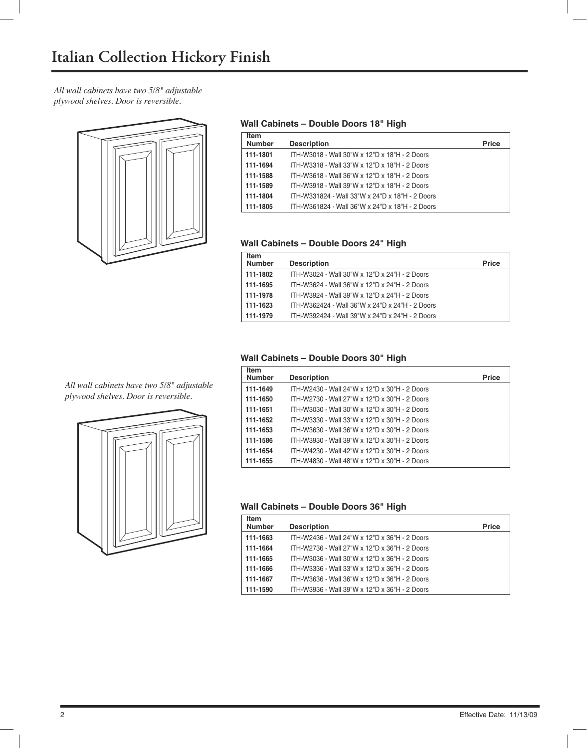# Italian Collection Hickory Finish

*All wall cabinets have two 5/8" adjustable plywood shelves. Door is reversible.*

### Wall Cabinets – Double Doors 18" High

| Item Number | Description | Price |
|---|---|---|
| **111-1801** | ITH-W3018 - Wall 30"W x 12"D x 18"H - 2 Doors | |
| **111-1694** | ITH-W3318 - Wall 33"W x 12"D x 18"H - 2 Doors | |
| **111-1588** | ITH-W3618 - Wall 36"W x 12"D x 18"H - 2 Doors | |
| **111-1589** | ITH-W3918 - Wall 39"W x 12"D x 18"H - 2 Doors | |
| **111-1804** | ITH-W331824 - Wall 33"W x 24"D x 18"H - 2 Doors | |
| **111-1805** | ITH-W361824 - Wall 36"W x 24"D x 18"H - 2 Doors | |

### Wall Cabinets – Double Doors 24" High

| Item Number | Description | Price |
|---|---|---|
| **111-1802** | ITH-W3024 - Wall 30"W x 12"D x 24"H - 2 Doors | |
| **111-1695** | ITH-W3624 - Wall 36"W x 12"D x 24"H - 2 Doors | |
| **111-1978** | ITH-W3924 - Wall 39"W x 12"D x 24"H - 2 Doors | |
| **111-1623** | ITH-W362424 - Wall 36"W x 24"D x 24"H - 2 Doors | |
| **111-1979** | ITH-W392424 - Wall 39"W x 24"D x 24"H - 2 Doors | |

*All wall cabinets have two 5/8" adjustable plywood shelves. Door is reversible.*

### Wall Cabinets – Double Doors 30" High

| Item Number | Description | Price |
|---|---|---|
| **111-1649** | ITH-W2430 - Wall 24"W x 12"D x 30"H - 2 Doors | |
| **111-1650** | ITH-W2730 - Wall 27"W x 12"D x 30"H - 2 Doors | |
| **111-1651** | ITH-W3030 - Wall 30"W x 12"D x 30"H - 2 Doors | |
| **111-1652** | ITH-W3330 - Wall 33"W x 12"D x 30"H - 2 Doors | |
| **111-1653** | ITH-W3630 - Wall 36"W x 12"D x 30"H - 2 Doors | |
| **111-1586** | ITH-W3930 - Wall 39"W x 12"D x 30"H - 2 Doors | |
| **111-1654** | ITH-W4230 - Wall 42"W x 12"D x 30"H - 2 Doors | |
| **111-1655** | ITH-W4830 - Wall 48"W x 12"D x 30"H - 2 Doors | |

### Wall Cabinets – Double Doors 36" High

| Item Number | Description | Price |
|---|---|---|
| **111-1663** | ITH-W2436 - Wall 24"W x 12"D x 36"H - 2 Doors | |
| **111-1664** | ITH-W2736 - Wall 27"W x 12"D x 36"H - 2 Doors | |
| **111-1665** | ITH-W3036 - Wall 30"W x 12"D x 36"H - 2 Doors | |
| **111-1666** | ITH-W3336 - Wall 33"W x 12"D x 36"H - 2 Doors | |
| **111-1667** | ITH-W3636 - Wall 36"W x 12"D x 36"H - 2 Doors | |
| **111-1590** | ITH-W3936 - Wall 39"W x 12"D x 36"H - 2 Doors | |

Effective Date: 11/13/09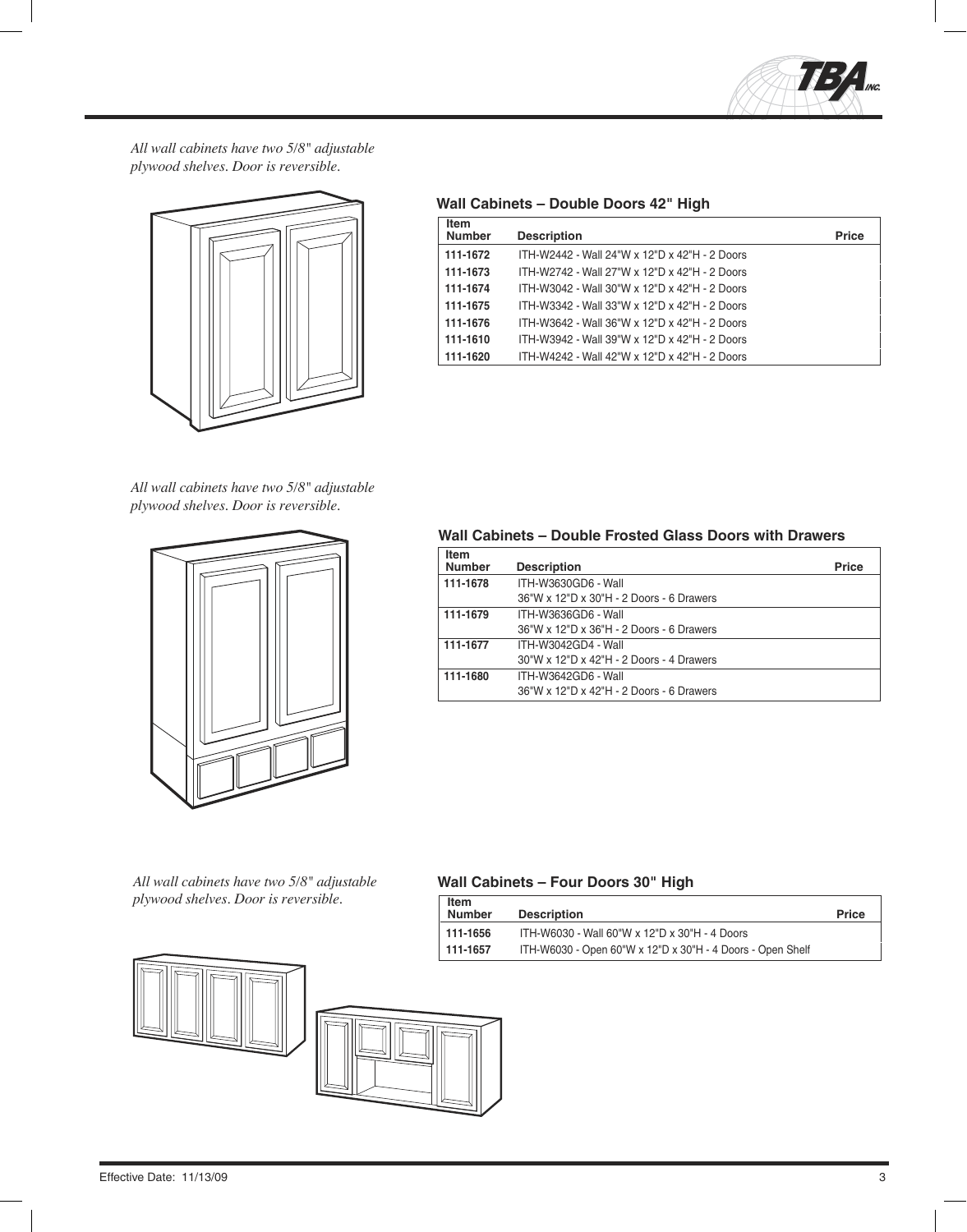*All wall cabinets have two 5/8" adjustable plywood shelves. Door is reversible.*

### Wall Cabinets – Double Doors 42" High

| Item Number | Description | Price |
|---|---|---|
| 111-1672 | ITH-W2442 - Wall 24"W x 12"D x 42"H - 2 Doors | |
| 111-1673 | ITH-W2742 - Wall 27"W x 12"D x 42"H - 2 Doors | |
| 111-1674 | ITH-W3042 - Wall 30"W x 12"D x 42"H - 2 Doors | |
| 111-1675 | ITH-W3342 - Wall 33"W x 12"D x 42"H - 2 Doors | |
| 111-1676 | ITH-W3642 - Wall 36"W x 12"D x 42"H - 2 Doors | |
| 111-1610 | ITH-W3942 - Wall 39"W x 12"D x 42"H - 2 Doors | |
| 111-1620 | ITH-W4242 - Wall 42"W x 12"D x 42"H - 2 Doors | |

*All wall cabinets have two 5/8" adjustable plywood shelves. Door is reversible.*

### Wall Cabinets – Double Frosted Glass Doors with Drawers

| Item Number | Description | Price |
|---|---|---|
| 111-1678 | ITH-W3630GD6 - Wall<br>36"W x 12"D x 30"H - 2 Doors - 6 Drawers | |
| 111-1679 | ITH-W3636GD6 - Wall<br>36"W x 12"D x 36"H - 2 Doors - 6 Drawers | |
| 111-1677 | ITH-W3042GD4 - Wall<br>30"W x 12"D x 42"H - 2 Doors - 4 Drawers | |
| 111-1680 | ITH-W3642GD6 - Wall<br>36"W x 12"D x 42"H - 2 Doors - 6 Drawers | |

*All wall cabinets have two 5/8" adjustable plywood shelves. Door is reversible.*

### Wall Cabinets – Four Doors 30" High

| Item Number | Description | Price |
|---|---|---|
| 111-1656 | ITH-W6030 - Wall 60"W x 12"D x 30"H - 4 Doors | |
| 111-1657 | ITH-W6030 - Open 60"W x 12"D x 30"H - 4 Doors - Open Shelf | |

Effective Date: 11/13/09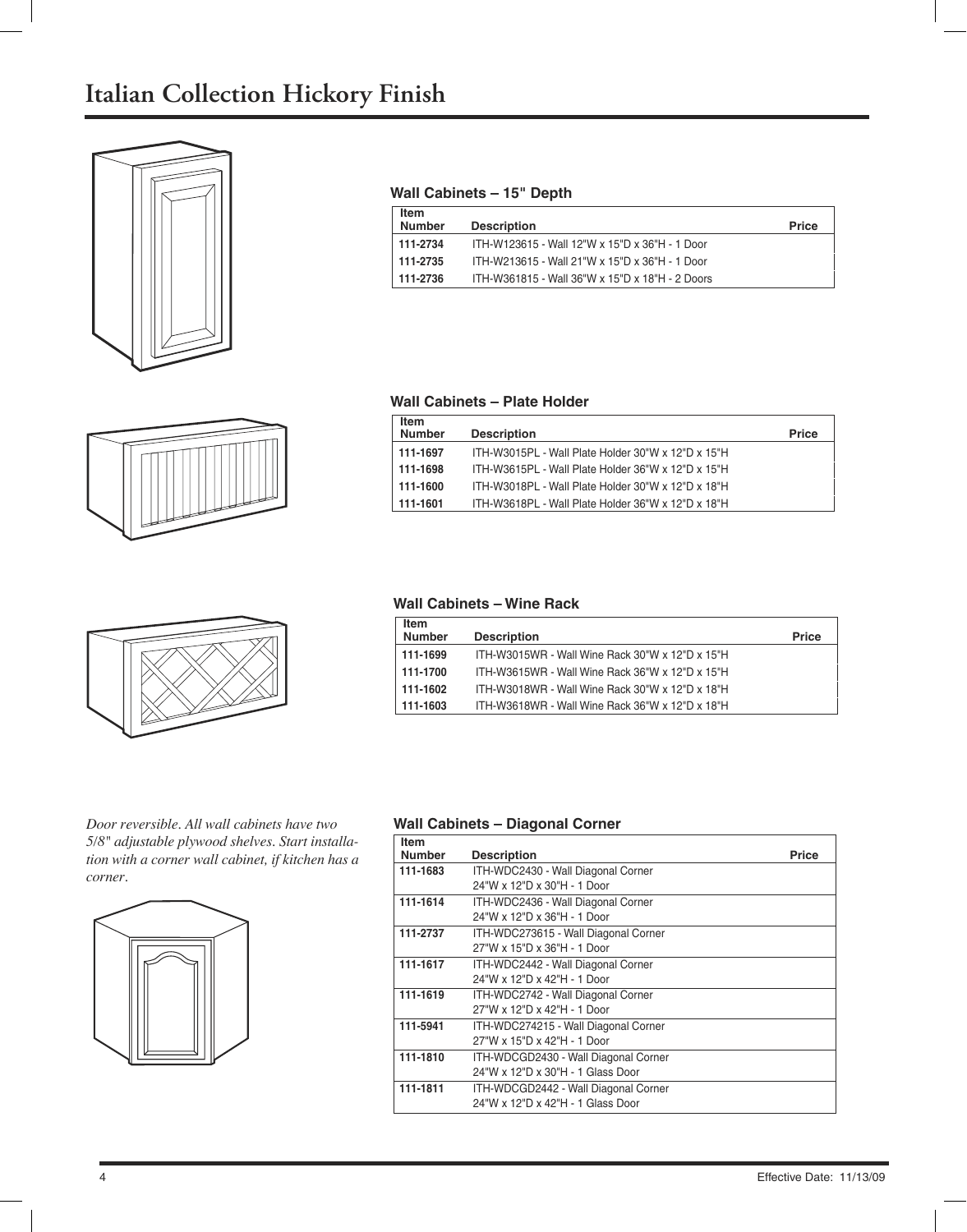# Italian Collection Hickory Finish

### Wall Cabinets – 15" Depth

| Item Number | Description | Price |
|---|---|---|
| 111-2734 | ITH-W123615 - Wall 12"W x 15"D x 36"H - 1 Door | |
| 111-2735 | ITH-W213615 - Wall 21"W x 15"D x 36"H - 1 Door | |
| 111-2736 | ITH-W361815 - Wall 36"W x 15"D x 18"H - 2 Doors | |

### Wall Cabinets – Plate Holder

| Item Number | Description | Price |
|---|---|---|
| 111-1697 | ITH-W3015PL - Wall Plate Holder 30"W x 12"D x 15"H | |
| 111-1698 | ITH-W3615PL - Wall Plate Holder 36"W x 12"D x 15"H | |
| 111-1600 | ITH-W3018PL - Wall Plate Holder 30"W x 12"D x 18"H | |
| 111-1601 | ITH-W3618PL - Wall Plate Holder 36"W x 12"D x 18"H | |

### Wall Cabinets – Wine Rack

| Item Number | Description | Price |
|---|---|---|
| 111-1699 | ITH-W3015WR - Wall Wine Rack 30"W x 12"D x 15"H | |
| 111-1700 | ITH-W3615WR - Wall Wine Rack 36"W x 12"D x 15"H | |
| 111-1602 | ITH-W3018WR - Wall Wine Rack 30"W x 12"D x 18"H | |
| 111-1603 | ITH-W3618WR - Wall Wine Rack 36"W x 12"D x 18"H | |

*Door reversible. All wall cabinets have two 5/8" adjustable plywood shelves. Start installation with a corner wall cabinet, if kitchen has a corner.*

### Wall Cabinets – Diagonal Corner

| Item Number | Description | Price |
|---|---|---|
| 111-1683 | ITH-WDC2430 - Wall Diagonal Corner 24"W x 12"D x 30"H - 1 Door | |
| 111-1614 | ITH-WDC2436 - Wall Diagonal Corner 24"W x 12"D x 36"H - 1 Door | |
| 111-2737 | ITH-WDC273615 - Wall Diagonal Corner 27"W x 15"D x 36"H - 1 Door | |
| 111-1617 | ITH-WDC2442 - Wall Diagonal Corner 24"W x 12"D x 42"H - 1 Door | |
| 111-1619 | ITH-WDC2742 - Wall Diagonal Corner 27"W x 12"D x 42"H - 1 Door | |
| 111-5941 | ITH-WDC274215 - Wall Diagonal Corner 27"W x 15"D x 42"H - 1 Door | |
| 111-1810 | ITH-WDCGD2430 - Wall Diagonal Corner 24"W x 12"D x 30"H - 1 Glass Door | |
| 111-1811 | ITH-WDCGD2442 - Wall Diagonal Corner 24"W x 12"D x 42"H - 1 Glass Door | |

Effective Date: 11/13/09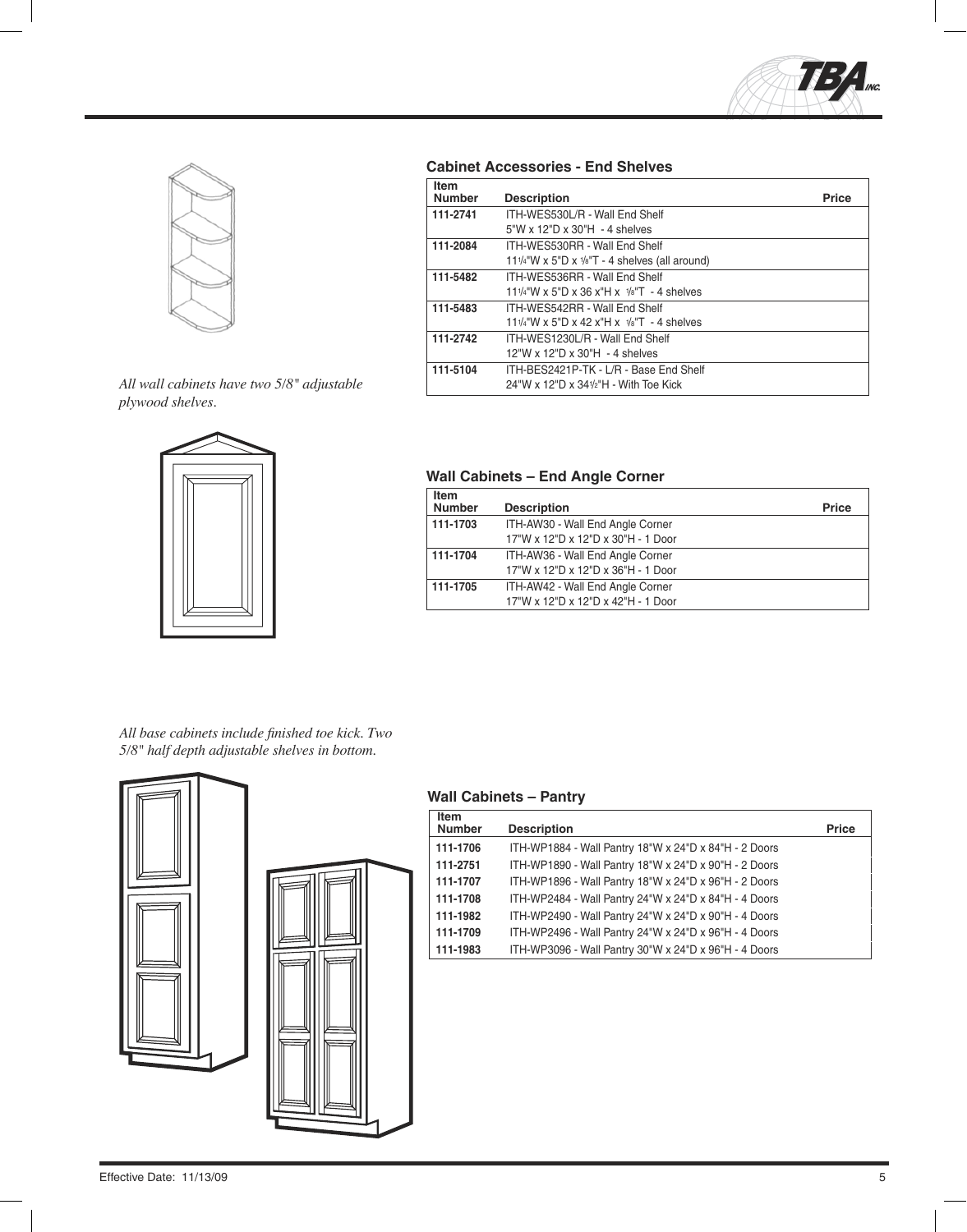*All wall cabinets have two 5/8" adjustable plywood shelves.*

### Cabinet Accessories - End Shelves

| Item Number | Description | Price |
|---|---|---|
| 111-2741 | ITH-WES530L/R - Wall End Shelf<br>5"W x 12"D x 30"H - 4 shelves | |
| 111-2084 | ITH-WES530RR - Wall End Shelf<br>11¼"W x 5"D x ⅛"T - 4 shelves (all around) | |
| 111-5482 | ITH-WES536RR - Wall End Shelf<br>11¼"W x 5"D x 36 x"H x ⅛"T - 4 shelves | |
| 111-5483 | ITH-WES542RR - Wall End Shelf<br>11¼"W x 5"D x 42 x"H x ⅛"T - 4 shelves | |
| 111-2742 | ITH-WES1230L/R - Wall End Shelf<br>12"W x 12"D x 30"H - 4 shelves | |
| 111-5104 | ITH-BES2421P-TK - L/R - Base End Shelf<br>24"W x 12"D x 34½"H - With Toe Kick | |

### Wall Cabinets – End Angle Corner

| Item Number | Description | Price |
|---|---|---|
| 111-1703 | ITH-AW30 - Wall End Angle Corner<br>17"W x 12"D x 12"D x 30"H - 1 Door | |
| 111-1704 | ITH-AW36 - Wall End Angle Corner<br>17"W x 12"D x 12"D x 36"H - 1 Door | |
| 111-1705 | ITH-AW42 - Wall End Angle Corner<br>17"W x 12"D x 12"D x 42"H - 1 Door | |

*All base cabinets include finished toe kick. Two 5/8" half depth adjustable shelves in bottom.*

### Wall Cabinets – Pantry

| Item Number | Description | Price |
|---|---|---|
| 111-1706 | ITH-WP1884 - Wall Pantry 18"W x 24"D x 84"H - 2 Doors | |
| 111-2751 | ITH-WP1890 - Wall Pantry 18"W x 24"D x 90"H - 2 Doors | |
| 111-1707 | ITH-WP1896 - Wall Pantry 18"W x 24"D x 96"H - 2 Doors | |
| 111-1708 | ITH-WP2484 - Wall Pantry 24"W x 24"D x 84"H - 4 Doors | |
| 111-1982 | ITH-WP2490 - Wall Pantry 24"W x 24"D x 90"H - 4 Doors | |
| 111-1709 | ITH-WP2496 - Wall Pantry 24"W x 24"D x 96"H - 4 Doors | |
| 111-1983 | ITH-WP3096 - Wall Pantry 30"W x 24"D x 96"H - 4 Doors | |

Effective Date: 11/13/09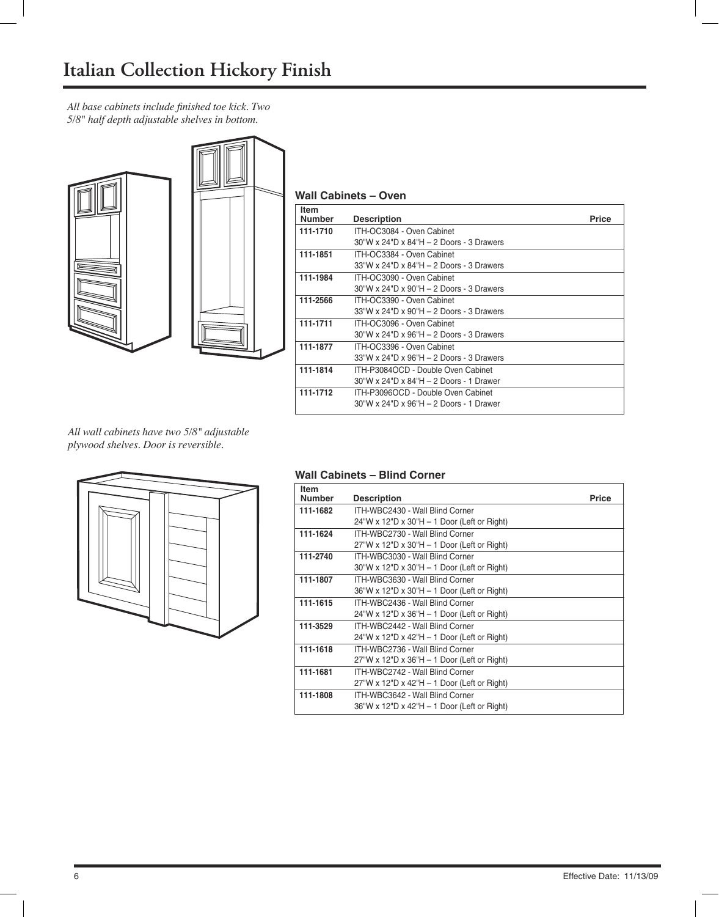# Italian Collection Hickory Finish

*All base cabinets include finished toe kick. Two 5/8" half depth adjustable shelves in bottom.*

### Wall Cabinets – Oven

| Item Number | Description | Price |
|---|---|---|
| 111-1710 | ITH-OC3084 - Oven Cabinet<br>30"W x 24"D x 84"H – 2 Doors - 3 Drawers | |
| 111-1851 | ITH-OC3384 - Oven Cabinet<br>33"W x 24"D x 84"H – 2 Doors - 3 Drawers | |
| 111-1984 | ITH-OC3090 - Oven Cabinet<br>30"W x 24"D x 90"H – 2 Doors - 3 Drawers | |
| 111-2566 | ITH-OC3390 - Oven Cabinet<br>33"W x 24"D x 90"H – 2 Doors - 3 Drawers | |
| 111-1711 | ITH-OC3096 - Oven Cabinet<br>30"W x 24"D x 96"H – 2 Doors - 3 Drawers | |
| 111-1877 | ITH-OC3396 - Oven Cabinet<br>33"W x 24"D x 96"H – 2 Doors - 3 Drawers | |
| 111-1814 | ITH-P3084OCD - Double Oven Cabinet<br>30"W x 24"D x 84"H – 2 Doors - 1 Drawer | |
| 111-1712 | ITH-P3096OCD - Double Oven Cabinet<br>30"W x 24"D x 96"H – 2 Doors - 1 Drawer | |

*All wall cabinets have two 5/8" adjustable plywood shelves. Door is reversible.*

### Wall Cabinets – Blind Corner

| Item Number | Description | Price |
|---|---|---|
| 111-1682 | ITH-WBC2430 - Wall Blind Corner<br>24"W x 12"D x 30"H – 1 Door (Left or Right) | |
| 111-1624 | ITH-WBC2730 - Wall Blind Corner<br>27"W x 12"D x 30"H – 1 Door (Left or Right) | |
| 111-2740 | ITH-WBC3030 - Wall Blind Corner<br>30"W x 12"D x 30"H – 1 Door (Left or Right) | |
| 111-1807 | ITH-WBC3630 - Wall Blind Corner<br>36"W x 12"D x 30"H – 1 Door (Left or Right) | |
| 111-1615 | ITH-WBC2436 - Wall Blind Corner<br>24"W x 12"D x 36"H – 1 Door (Left or Right) | |
| 111-3529 | ITH-WBC2442 - Wall Blind Corner<br>24"W x 12"D x 42"H – 1 Door (Left or Right) | |
| 111-1618 | ITH-WBC2736 - Wall Blind Corner<br>27"W x 12"D x 36"H – 1 Door (Left or Right) | |
| 111-1681 | ITH-WBC2742 - Wall Blind Corner<br>27"W x 12"D x 42"H – 1 Door (Left or Right) | |
| 111-1808 | ITH-WBC3642 - Wall Blind Corner<br>36"W x 12"D x 42"H – 1 Door (Left or Right) | |

Effective Date: 11/13/09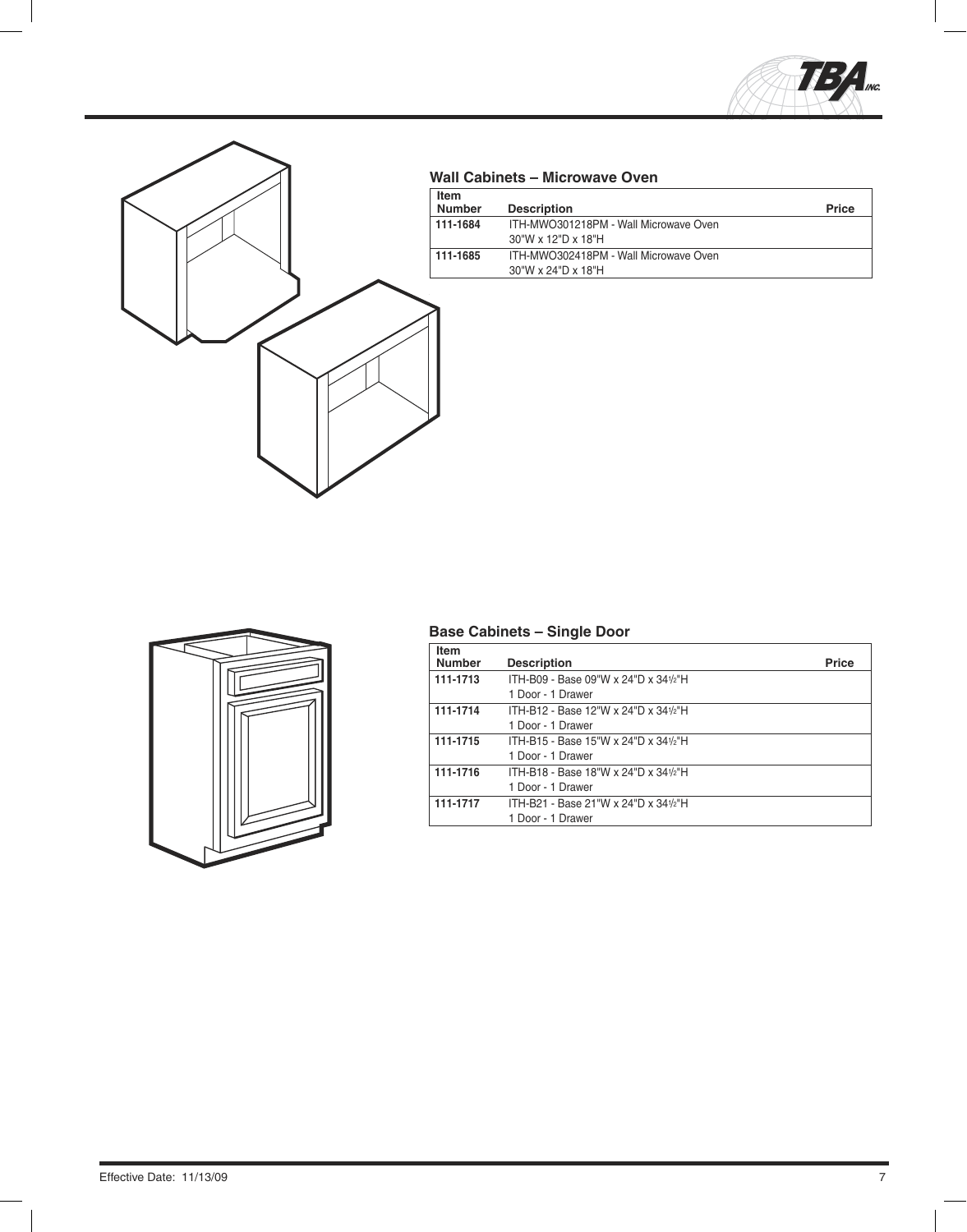## Wall Cabinets – Microwave Oven

| Item Number | Description | Price |
|---|---|---|
| 111-1684 | ITH-MWO301218PM - Wall Microwave Oven<br>30"W x 12"D x 18"H | |
| 111-1685 | ITH-MWO302418PM - Wall Microwave Oven<br>30"W x 24"D x 18"H | |

## Base Cabinets – Single Door

| Item Number | Description | Price |
|---|---|---|
| 111-1713 | ITH-B09 - Base 09"W x 24"D x 34½"H<br>1 Door - 1 Drawer | |
| 111-1714 | ITH-B12 - Base 12"W x 24"D x 34½"H<br>1 Door - 1 Drawer | |
| 111-1715 | ITH-B15 - Base 15"W x 24"D x 34½"H<br>1 Door - 1 Drawer | |
| 111-1716 | ITH-B18 - Base 18"W x 24"D x 34½"H<br>1 Door - 1 Drawer | |
| 111-1717 | ITH-B21 - Base 21"W x 24"D x 34½"H<br>1 Door - 1 Drawer | |

Effective Date: 11/13/09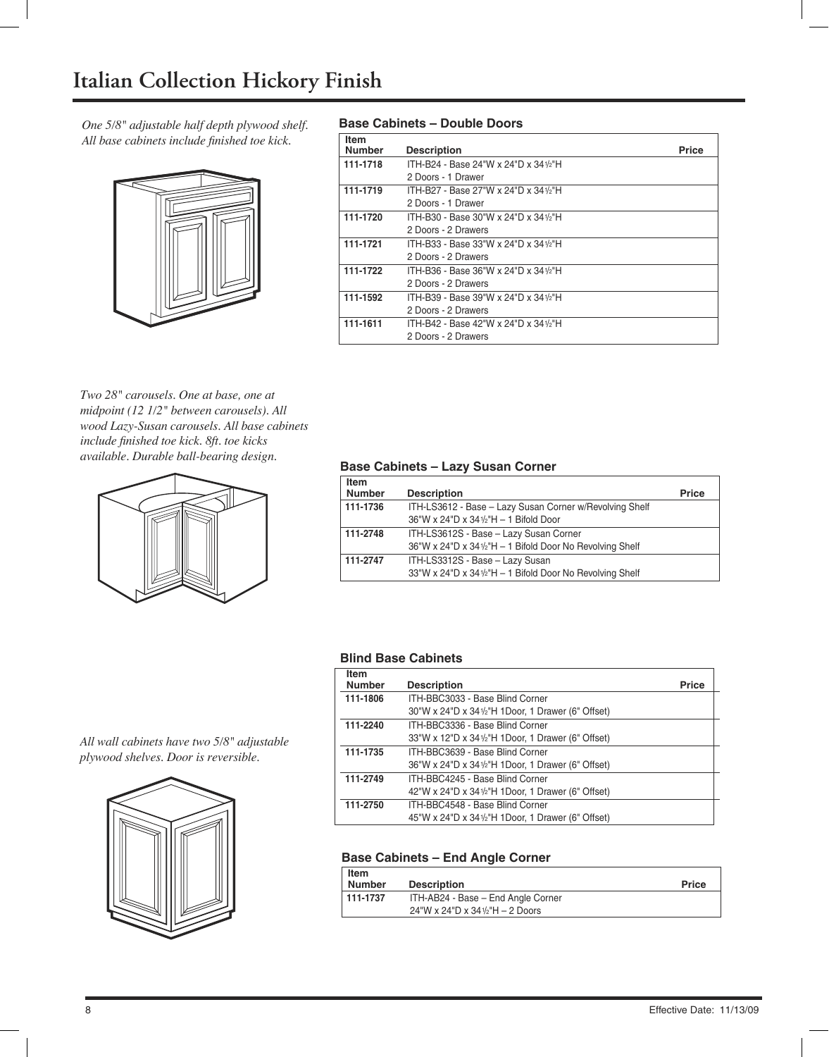# Italian Collection Hickory Finish

*One 5/8" adjustable half depth plywood shelf. All base cabinets include finished toe kick.*

### Base Cabinets – Double Doors

| Item Number | Description | Price |
|---|---|---|
| 111-1718 | ITH-B24 - Base 24"W x 24"D x 34½"H<br>2 Doors - 1 Drawer | |
| 111-1719 | ITH-B27 - Base 27"W x 24"D x 34½"H<br>2 Doors - 1 Drawer | |
| 111-1720 | ITH-B30 - Base 30"W x 24"D x 34½"H<br>2 Doors - 2 Drawers | |
| 111-1721 | ITH-B33 - Base 33"W x 24"D x 34½"H<br>2 Doors - 2 Drawers | |
| 111-1722 | ITH-B36 - Base 36"W x 24"D x 34½"H<br>2 Doors - 2 Drawers | |
| 111-1592 | ITH-B39 - Base 39"W x 24"D x 34½"H<br>2 Doors - 2 Drawers | |
| 111-1611 | ITH-B42 - Base 42"W x 24"D x 34½"H<br>2 Doors - 2 Drawers | |

*Two 28" carousels. One at base, one at midpoint (12 1/2" between carousels). All wood Lazy-Susan carousels. All base cabinets include finished toe kick. 8ft. toe kicks available. Durable ball-bearing design.*

### Base Cabinets – Lazy Susan Corner

| Item Number | Description | Price |
|---|---|---|
| 111-1736 | ITH-LS3612 - Base – Lazy Susan Corner w/Revolving Shelf<br>36"W x 24"D x 34½"H – 1 Bifold Door | |
| 111-2748 | ITH-LS3612S - Base – Lazy Susan Corner<br>36"W x 24"D x 34½"H – 1 Bifold Door No Revolving Shelf | |
| 111-2747 | ITH-LS3312S - Base – Lazy Susan<br>33"W x 24"D x 34½"H – 1 Bifold Door No Revolving Shelf | |

*All wall cabinets have two 5/8" adjustable plywood shelves. Door is reversible.*

### Blind Base Cabinets

| Item Number | Description | Price |
|---|---|---|
| 111-1806 | ITH-BBC3033 - Base Blind Corner<br>30"W x 24"D x 34½"H 1Door, 1 Drawer (6" Offset) | |
| 111-2240 | ITH-BBC3336 - Base Blind Corner<br>33"W x 12"D x 34½"H 1Door, 1 Drawer (6" Offset) | |
| 111-1735 | ITH-BBC3639 - Base Blind Corner<br>36"W x 24"D x 34½"H 1Door, 1 Drawer (6" Offset) | |
| 111-2749 | ITH-BBC4245 - Base Blind Corner<br>42"W x 24"D x 34½"H 1Door, 1 Drawer (6" Offset) | |
| 111-2750 | ITH-BBC4548 - Base Blind Corner<br>45"W x 24"D x 34½"H 1Door, 1 Drawer (6" Offset) | |

### Base Cabinets – End Angle Corner

| Item Number | Description | Price |
|---|---|---|
| 111-1737 | ITH-AB24 - Base – End Angle Corner<br>24"W x 24"D x 34½"H – 2 Doors | |

Effective Date: 11/13/09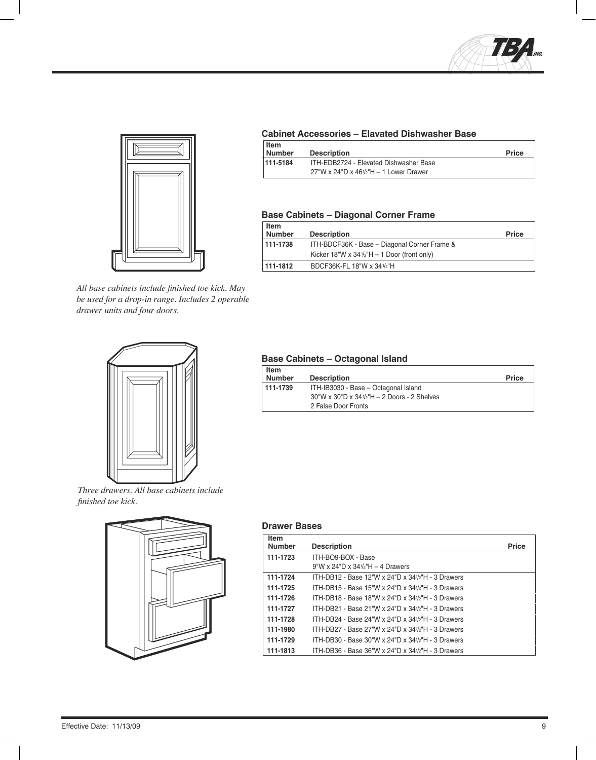### Cabinet Accessories – Elevated Dishwasher Base

| Item Number | Description | Price |
|---|---|---|
| 111-5184 | ITH-EDB2724 - Elevated Dishwasher Base 27"W x 24"D x 46½"H – 1 Lower Drawer | |

### Base Cabinets – Diagonal Corner Frame

| Item Number | Description | Price |
|---|---|---|
| 111-1738 | ITH-BDCF36K - Base – Diagonal Corner Frame & Kicker 18"W x 34½"H – 1 Door (front only) | |
| 111-1812 | BDCF36K-FL 18"W x 34½"H | |

*All base cabinets include finished toe kick. May be used for a drop-in range. Includes 2 operable drawer units and four doors.*

### Base Cabinets – Octagonal Island

| Item Number | Description | Price |
|---|---|---|
| 111-1739 | ITH-IB3030 - Base – Octagonal Island 30"W x 30"D x 34½"H – 2 Doors - 2 Shelves 2 False Door Fronts | |

*Three drawers. All base cabinets include finished toe kick.*

### Drawer Bases

| Item Number | Description | Price |
|---|---|---|
| 111-1723 | ITH-BO9-BOX - Base 9"W x 24"D x 34½"H – 4 Drawers | |
| 111-1724 | ITH-DB12 - Base 12"W x 24"D x 34½"H - 3 Drawers | |
| 111-1725 | ITH-DB15 - Base 15"W x 24"D x 34½"H - 3 Drawers | |
| 111-1726 | ITH-DB18 - Base 18"W x 24"D x 34½"H - 3 Drawers | |
| 111-1727 | ITH-DB21 - Base 21"W x 24"D x 34½"H - 3 Drawers | |
| 111-1728 | ITH-DB24 - Base 24"W x 24"D x 34½"H - 3 Drawers | |
| 111-1980 | ITH-DB27 - Base 27"W x 24"D x 34½"H - 3 Drawers | |
| 111-1729 | ITH-DB30 - Base 30"W x 24"D x 34½"H - 3 Drawers | |
| 111-1813 | ITH-DB36 - Base 36"W x 24"D x 34½"H - 3 Drawers | |

Effective Date: 11/13/09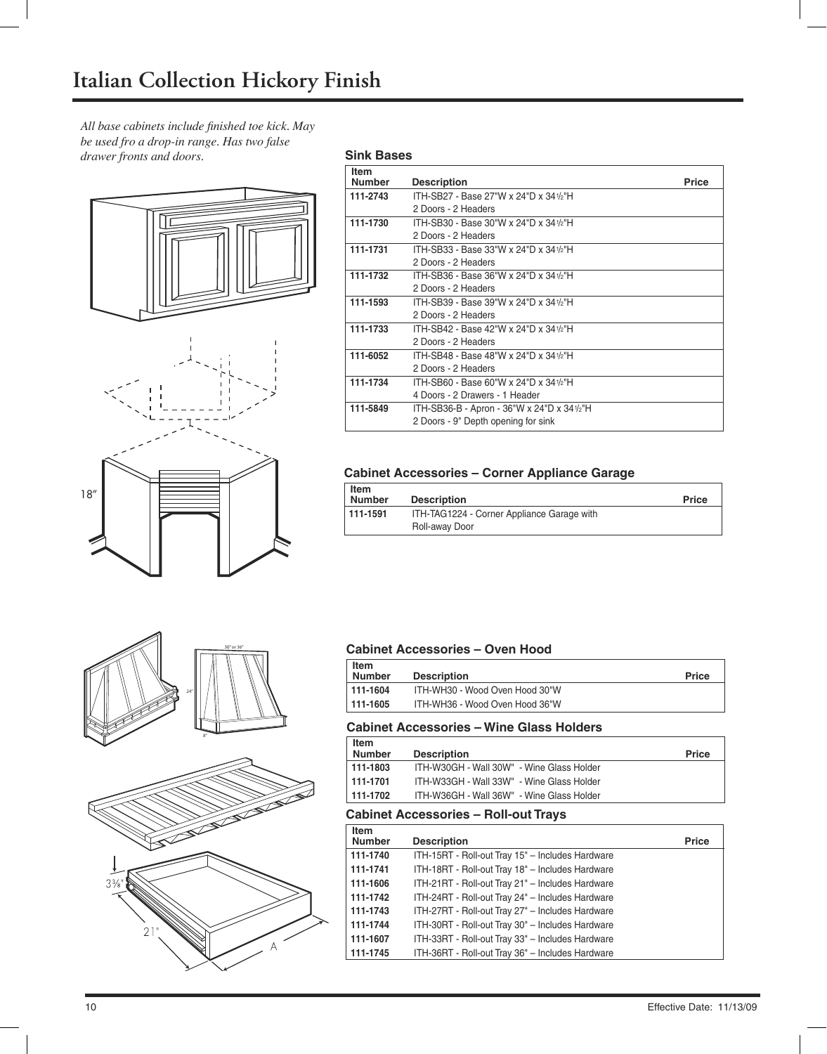# Italian Collection Hickory Finish

*All base cabinets include finished toe kick. May be used fro a drop-in range. Has two false drawer fronts and doors.*

### Sink Bases

| Item Number | Description | Price |
|---|---|---|
| 111-2743 | ITH-SB27 - Base 27"W x 24"D x 34½"H<br>2 Doors - 2 Headers | |
| 111-1730 | ITH-SB30 - Base 30"W x 24"D x 34½"H<br>2 Doors - 2 Headers | |
| 111-1731 | ITH-SB33 - Base 33"W x 24"D x 34½"H<br>2 Doors - 2 Headers | |
| 111-1732 | ITH-SB36 - Base 36"W x 24"D x 34½"H<br>2 Doors - 2 Headers | |
| 111-1593 | ITH-SB39 - Base 39"W x 24"D x 34½"H<br>2 Doors - 2 Headers | |
| 111-1733 | ITH-SB42 - Base 42"W x 24"D x 34½"H<br>2 Doors - 2 Headers | |
| 111-6052 | ITH-SB48 - Base 48"W x 24"D x 34½"H<br>2 Doors - 2 Headers | |
| 111-1734 | ITH-SB60 - Base 60"W x 24"D x 34½"H<br>4 Doors - 2 Drawers - 1 Header | |
| 111-5849 | ITH-SB36-B - Apron - 36"W x 24"D x 34½"H<br>2 Doors - 9" Depth opening for sink | |

18″

### Cabinet Accessories – Corner Appliance Garage

| Item Number | Description | Price |
|---|---|---|
| 111-1591 | ITH-TAG1224 - Corner Appliance Garage with Roll-away Door | |

30" or 36"

24"

8"

### Cabinet Accessories – Oven Hood

| Item Number | Description | Price |
|---|---|---|
| 111-1604 | ITH-WH30 - Wood Oven Hood 30"W | |
| 111-1605 | ITH-WH36 - Wood Oven Hood 36"W | |

### Cabinet Accessories – Wine Glass Holders

| Item Number | Description | Price |
|---|---|---|
| 111-1803 | ITH-W30GH - Wall 30W" - Wine Glass Holder | |
| 111-1701 | ITH-W33GH - Wall 33W" - Wine Glass Holder | |
| 111-1702 | ITH-W36GH - Wall 36W" - Wine Glass Holder | |

### Cabinet Accessories – Roll-out Trays

3⅜"

21"

A

| Item Number | Description | Price |
|---|---|---|
| 111-1740 | ITH-15RT - Roll-out Tray 15" – Includes Hardware | |
| 111-1741 | ITH-18RT - Roll-out Tray 18" – Includes Hardware | |
| 111-1606 | ITH-21RT - Roll-out Tray 21" – Includes Hardware | |
| 111-1742 | ITH-24RT - Roll-out Tray 24" – Includes Hardware | |
| 111-1743 | ITH-27RT - Roll-out Tray 27" – Includes Hardware | |
| 111-1744 | ITH-30RT - Roll-out Tray 30" – Includes Hardware | |
| 111-1607 | ITH-33RT - Roll-out Tray 33" – Includes Hardware | |
| 111-1745 | ITH-36RT - Roll-out Tray 36" – Includes Hardware | |

Effective Date: 11/13/09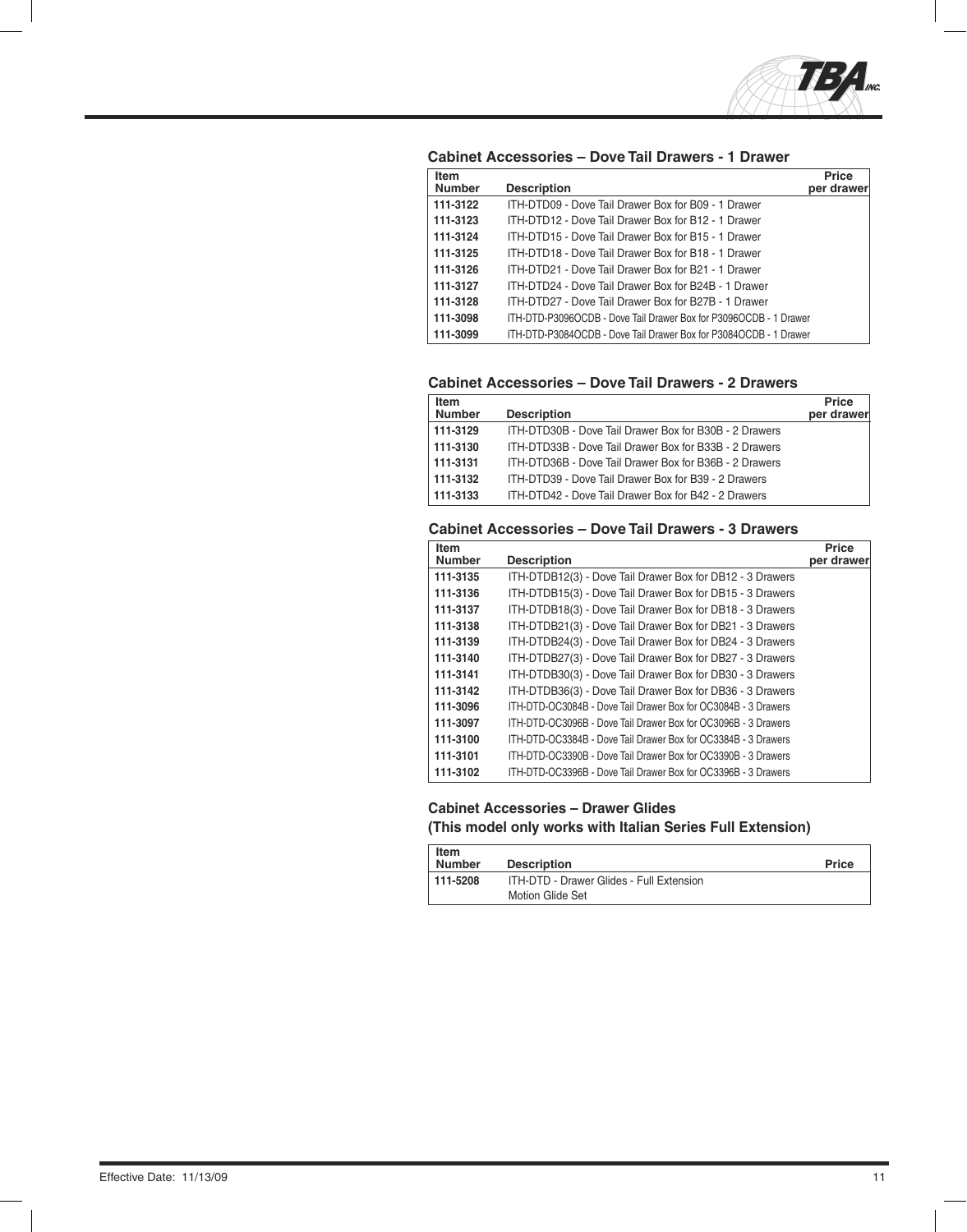## Cabinet Accessories – Dove Tail Drawers - 1 Drawer

| Item Number | Description | Price per drawer |
|---|---|---|
| 111-3122 | ITH-DTD09 - Dove Tail Drawer Box for B09 - 1 Drawer | |
| 111-3123 | ITH-DTD12 - Dove Tail Drawer Box for B12 - 1 Drawer | |
| 111-3124 | ITH-DTD15 - Dove Tail Drawer Box for B15 - 1 Drawer | |
| 111-3125 | ITH-DTD18 - Dove Tail Drawer Box for B18 - 1 Drawer | |
| 111-3126 | ITH-DTD21 - Dove Tail Drawer Box for B21 - 1 Drawer | |
| 111-3127 | ITH-DTD24 - Dove Tail Drawer Box for B24B - 1 Drawer | |
| 111-3128 | ITH-DTD27 - Dove Tail Drawer Box for B27B - 1 Drawer | |
| 111-3098 | ITH-DTD-P3096OCDB - Dove Tail Drawer Box for P3096OCDB - 1 Drawer | |
| 111-3099 | ITH-DTD-P3084OCDB - Dove Tail Drawer Box for P3084OCDB - 1 Drawer | |

## Cabinet Accessories – Dove Tail Drawers - 2 Drawers

| Item Number | Description | Price per drawer |
|---|---|---|
| 111-3129 | ITH-DTD30B - Dove Tail Drawer Box for B30B - 2 Drawers | |
| 111-3130 | ITH-DTD33B - Dove Tail Drawer Box for B33B - 2 Drawers | |
| 111-3131 | ITH-DTD36B - Dove Tail Drawer Box for B36B - 2 Drawers | |
| 111-3132 | ITH-DTD39 - Dove Tail Drawer Box for B39 - 2 Drawers | |
| 111-3133 | ITH-DTD42 - Dove Tail Drawer Box for B42 - 2 Drawers | |

## Cabinet Accessories – Dove Tail Drawers - 3 Drawers

| Item Number | Description | Price per drawer |
|---|---|---|
| 111-3135 | ITH-DTDB12(3) - Dove Tail Drawer Box for DB12 - 3 Drawers | |
| 111-3136 | ITH-DTDB15(3) - Dove Tail Drawer Box for DB15 - 3 Drawers | |
| 111-3137 | ITH-DTDB18(3) - Dove Tail Drawer Box for DB18 - 3 Drawers | |
| 111-3138 | ITH-DTDB21(3) - Dove Tail Drawer Box for DB21 - 3 Drawers | |
| 111-3139 | ITH-DTDB24(3) - Dove Tail Drawer Box for DB24 - 3 Drawers | |
| 111-3140 | ITH-DTDB27(3) - Dove Tail Drawer Box for DB27 - 3 Drawers | |
| 111-3141 | ITH-DTDB30(3) - Dove Tail Drawer Box for DB30 - 3 Drawers | |
| 111-3142 | ITH-DTDB36(3) - Dove Tail Drawer Box for DB36 - 3 Drawers | |
| 111-3096 | ITH-DTD-OC3084B - Dove Tail Drawer Box for OC3084B - 3 Drawers | |
| 111-3097 | ITH-DTD-OC3096B - Dove Tail Drawer Box for OC3096B - 3 Drawers | |
| 111-3100 | ITH-DTD-OC3384B - Dove Tail Drawer Box for OC3384B - 3 Drawers | |
| 111-3101 | ITH-DTD-OC3390B - Dove Tail Drawer Box for OC3390B - 3 Drawers | |
| 111-3102 | ITH-DTD-OC3396B - Dove Tail Drawer Box for OC3396B - 3 Drawers | |

## Cabinet Accessories – Drawer Glides (This model only works with Italian Series Full Extension)

| Item Number | Description | Price |
|---|---|---|
| 111-5208 | ITH-DTD - Drawer Glides - Full Extension Motion Glide Set | |

Effective Date: 11/13/09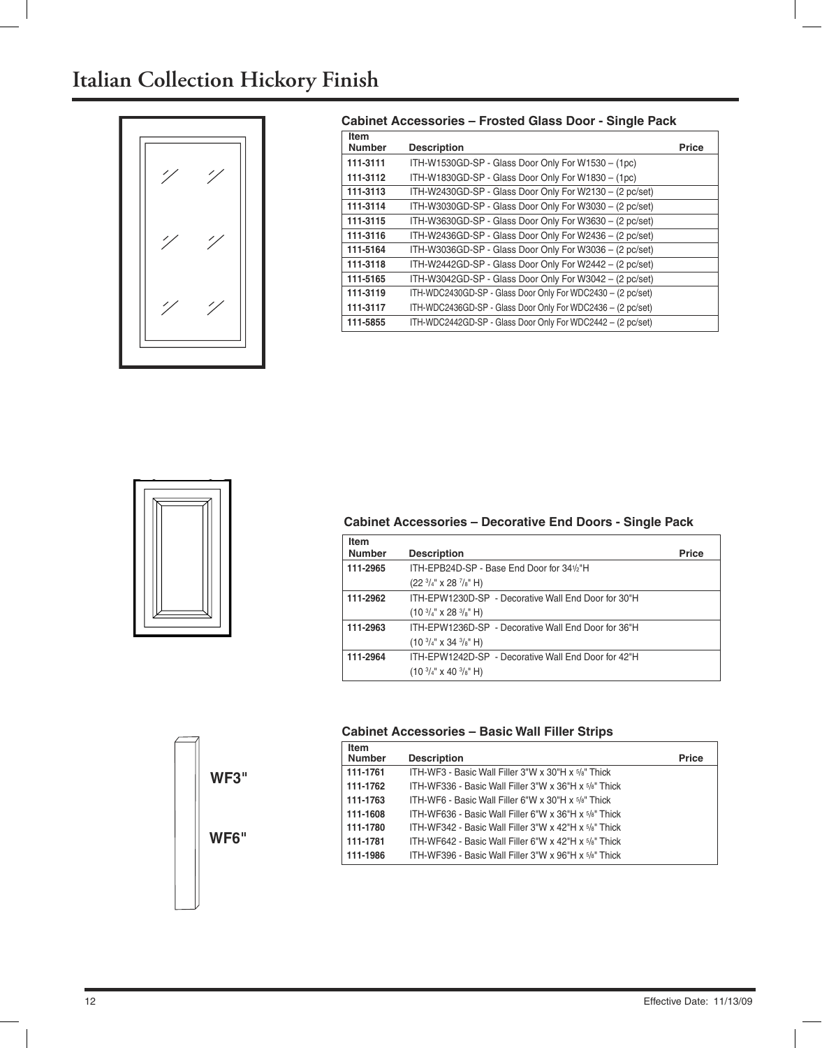# Italian Collection Hickory Finish

### Cabinet Accessories – Frosted Glass Door - Single Pack

| Item Number | Description | Price |
|---|---|---|
| 111-3111 | ITH-W1530GD-SP - Glass Door Only For W1530 – (1pc) | |
| 111-3112 | ITH-W1830GD-SP - Glass Door Only For W1830 – (1pc) | |
| 111-3113 | ITH-W2430GD-SP - Glass Door Only For W2130 – (2 pc/set) | |
| 111-3114 | ITH-W3030GD-SP - Glass Door Only For W3030 – (2 pc/set) | |
| 111-3115 | ITH-W3630GD-SP - Glass Door Only For W3630 – (2 pc/set) | |
| 111-3116 | ITH-W2436GD-SP - Glass Door Only For W2436 – (2 pc/set) | |
| 111-5164 | ITH-W3036GD-SP - Glass Door Only For W3036 – (2 pc/set) | |
| 111-3118 | ITH-W2442GD-SP - Glass Door Only For W2442 – (2 pc/set) | |
| 111-5165 | ITH-W3042GD-SP - Glass Door Only For W3042 – (2 pc/set) | |
| 111-3119 | ITH-WDC2430GD-SP - Glass Door Only For WDC2430 – (2 pc/set) | |
| 111-3117 | ITH-WDC2436GD-SP - Glass Door Only For WDC2436 – (2 pc/set) | |
| 111-5855 | ITH-WDC2442GD-SP - Glass Door Only For WDC2442 – (2 pc/set) | |

### Cabinet Accessories – Decorative End Doors - Single Pack

| Item Number | Description | Price |
|---|---|---|
| 111-2965 | ITH-EPB24D-SP - Base End Door for 34½"H (22 ¾" x 28 ⅞" H) | |
| 111-2962 | ITH-EPW1230D-SP - Decorative Wall End Door for 30"H (10 ¾" x 28 ⅜" H) | |
| 111-2963 | ITH-EPW1236D-SP - Decorative Wall End Door for 36"H (10 ¾" x 34 ⅜" H) | |
| 111-2964 | ITH-EPW1242D-SP - Decorative Wall End Door for 42"H (10 ¾" x 40 ⅜" H) | |

### Cabinet Accessories – Basic Wall Filler Strips

WF3"

WF6"

| Item Number | Description | Price |
|---|---|---|
| 111-1761 | ITH-WF3 - Basic Wall Filler 3"W x 30"H x ⅝" Thick | |
| 111-1762 | ITH-WF336 - Basic Wall Filler 3"W x 36"H x ⅝" Thick | |
| 111-1763 | ITH-WF6 - Basic Wall Filler 6"W x 30"H x ⅝" Thick | |
| 111-1608 | ITH-WF636 - Basic Wall Filler 6"W x 36"H x ⅝" Thick | |
| 111-1780 | ITH-WF342 - Basic Wall Filler 3"W x 42"H x ⅝" Thick | |
| 111-1781 | ITH-WF642 - Basic Wall Filler 6"W x 42"H x ⅝" Thick | |
| 111-1986 | ITH-WF396 - Basic Wall Filler 3"W x 96"H x ⅝" Thick | |

Effective Date: 11/13/09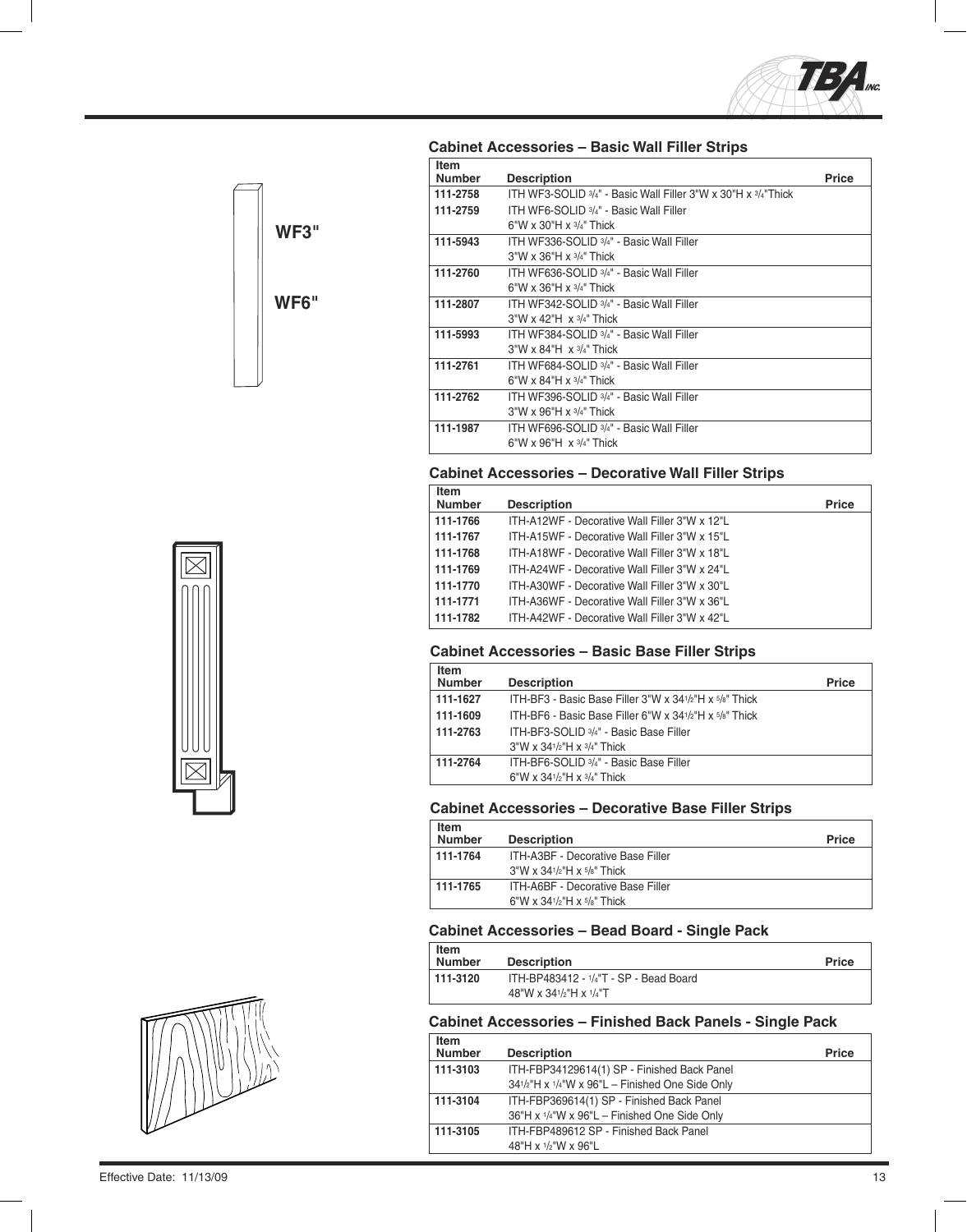WF3"

WF6"

### Cabinet Accessories – Basic Wall Filler Strips

| Item Number | Description | Price |
|---|---|---|
| 111-2758 | ITH WF3-SOLID 3/4" - Basic Wall Filler 3"W x 30"H x 3/4"Thick | |
| 111-2759 | ITH WF6-SOLID 3/4" - Basic Wall Filler 6"W x 30"H x 3/4" Thick | |
| 111-5943 | ITH WF336-SOLID 3/4" - Basic Wall Filler 3"W x 36"H x 3/4" Thick | |
| 111-2760 | ITH WF636-SOLID 3/4" - Basic Wall Filler 6"W x 36"H x 3/4" Thick | |
| 111-2807 | ITH WF342-SOLID 3/4" - Basic Wall Filler 3"W x 42"H x 3/4" Thick | |
| 111-5993 | ITH WF384-SOLID 3/4" - Basic Wall Filler 3"W x 84"H x 3/4" Thick | |
| 111-2761 | ITH WF684-SOLID 3/4" - Basic Wall Filler 6"W x 84"H x 3/4" Thick | |
| 111-2762 | ITH WF396-SOLID 3/4" - Basic Wall Filler 3"W x 96"H x 3/4" Thick | |
| 111-1987 | ITH WF696-SOLID 3/4" - Basic Wall Filler 6"W x 96"H x 3/4" Thick | |

### Cabinet Accessories – Decorative Wall Filler Strips

| Item Number | Description | Price |
|---|---|---|
| 111-1766 | ITH-A12WF - Decorative Wall Filler 3"W x 12"L | |
| 111-1767 | ITH-A15WF - Decorative Wall Filler 3"W x 15"L | |
| 111-1768 | ITH-A18WF - Decorative Wall Filler 3"W x 18"L | |
| 111-1769 | ITH-A24WF - Decorative Wall Filler 3"W x 24"L | |
| 111-1770 | ITH-A30WF - Decorative Wall Filler 3"W x 30"L | |
| 111-1771 | ITH-A36WF - Decorative Wall Filler 3"W x 36"L | |
| 111-1782 | ITH-A42WF - Decorative Wall Filler 3"W x 42"L | |

### Cabinet Accessories – Basic Base Filler Strips

| Item Number | Description | Price |
|---|---|---|
| 111-1627 | ITH-BF3 - Basic Base Filler 3"W x 34 1/2"H x 5/8" Thick | |
| 111-1609 | ITH-BF6 - Basic Base Filler 6"W x 34 1/2"H x 5/8" Thick | |
| 111-2763 | ITH-BF3-SOLID 3/4" - Basic Base Filler 3"W x 34 1/2"H x 3/4" Thick | |
| 111-2764 | ITH-BF6-SOLID 3/4" - Basic Base Filler 6"W x 34 1/2"H x 3/4" Thick | |

### Cabinet Accessories – Decorative Base Filler Strips

| Item Number | Description | Price |
|---|---|---|
| 111-1764 | ITH-A3BF - Decorative Base Filler 3"W x 34 1/2"H x 5/8" Thick | |
| 111-1765 | ITH-A6BF - Decorative Base Filler 6"W x 34 1/2"H x 5/8" Thick | |

### Cabinet Accessories – Bead Board - Single Pack

| Item Number | Description | Price |
|---|---|---|
| 111-3120 | ITH-BP483412 - 1/4"T - SP - Bead Board 48"W x 34 1/2"H x 1/4"T | |

### Cabinet Accessories – Finished Back Panels - Single Pack

| Item Number | Description | Price |
|---|---|---|
| 111-3103 | ITH-FBP34129614(1) SP - Finished Back Panel 34 1/2"H x 1/4"W x 96"L – Finished One Side Only | |
| 111-3104 | ITH-FBP369614(1) SP - Finished Back Panel 36"H x 1/4"W x 96"L – Finished One Side Only | |
| 111-3105 | ITH-FBP489612 SP - Finished Back Panel 48"H x 1/2"W x 96"L | |

Effective Date: 11/13/09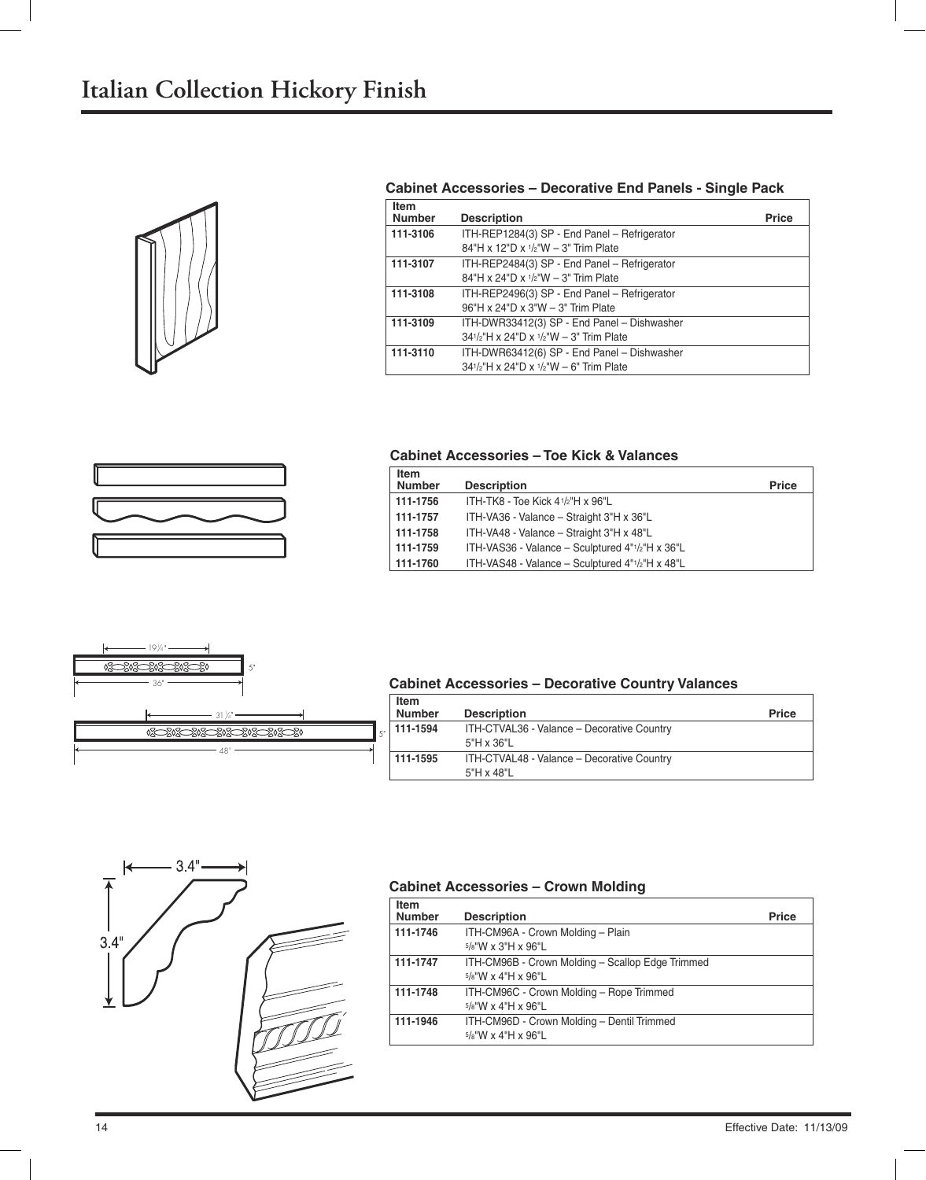# Italian Collection Hickory Finish

### Cabinet Accessories – Decorative End Panels - Single Pack

| Item Number | Description | Price |
|---|---|---|
| 111-3106 | ITH-REP1284(3) SP - End Panel – Refrigerator 84"H x 12"D x 1/2"W – 3" Trim Plate | |
| 111-3107 | ITH-REP2484(3) SP - End Panel – Refrigerator 84"H x 24"D x 1/2"W – 3" Trim Plate | |
| 111-3108 | ITH-REP2496(3) SP - End Panel – Refrigerator 96"H x 24"D x 3"W – 3" Trim Plate | |
| 111-3109 | ITH-DWR33412(3) SP - End Panel – Dishwasher 34 1/2"H x 24"D x 1/2"W – 3" Trim Plate | |
| 111-3110 | ITH-DWR63412(6) SP - End Panel – Dishwasher 34 1/2"H x 24"D x 1/2"W – 6" Trim Plate | |

### Cabinet Accessories – Toe Kick & Valances

| Item Number | Description | Price |
|---|---|---|
| 111-1756 | ITH-TK8 - Toe Kick 4 1/2"H x 96"L | |
| 111-1757 | ITH-VA36 - Valance – Straight 3"H x 36"L | |
| 111-1758 | ITH-VA48 - Valance – Straight 3"H x 48"L | |
| 111-1759 | ITH-VAS36 - Valance – Sculptured 4" 1/2"H x 36"L | |
| 111-1760 | ITH-VAS48 - Valance – Sculptured 4" 1/2"H x 48"L | |

19 1/4"

5"

36"

31 1/4"

5"

48"

### Cabinet Accessories – Decorative Country Valances

| Item Number | Description | Price |
|---|---|---|
| 111-1594 | ITH-CTVAL36 - Valance – Decorative Country 5"H x 36"L | |
| 111-1595 | ITH-CTVAL48 - Valance – Decorative Country 5"H x 48"L | |

3.4"

3.4"

### Cabinet Accessories – Crown Molding

| Item Number | Description | Price |
|---|---|---|
| 111-1746 | ITH-CM96A - Crown Molding – Plain 5/8"W x 3"H x 96"L | |
| 111-1747 | ITH-CM96B - Crown Molding – Scallop Edge Trimmed 5/8"W x 4"H x 96"L | |
| 111-1748 | ITH-CM96C - Crown Molding – Rope Trimmed 5/8"W x 4"H x 96"L | |
| 111-1946 | ITH-CM96D - Crown Molding – Dentil Trimmed 5/8"W x 4"H x 96"L | |

Effective Date: 11/13/09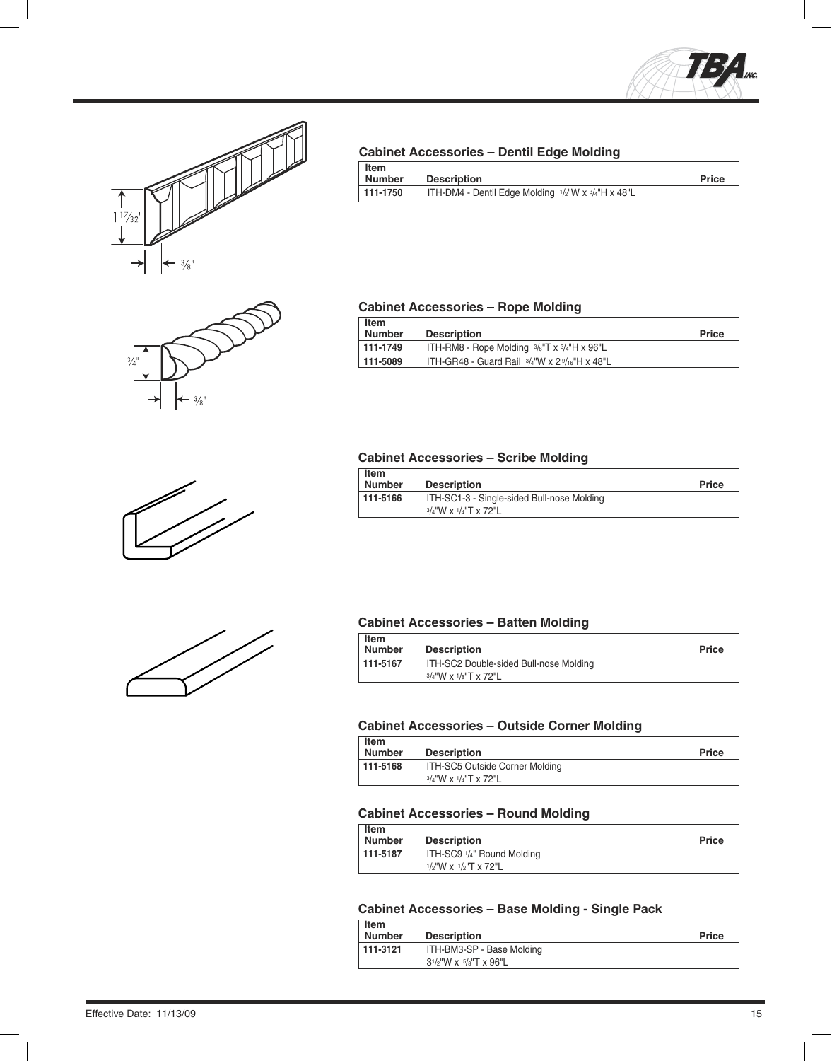## Cabinet Accessories – Dentil Edge Molding

| Item Number | Description | Price |
|---|---|---|
| 111-1750 | ITH-DM4 - Dentil Edge Molding 1/2"W x 3/4"H x 48"L | |

## Cabinet Accessories – Rope Molding

| Item Number | Description | Price |
|---|---|---|
| 111-1749 | ITH-RM8 - Rope Molding 3/8"T x 3/4"H x 96"L | |
| 111-5089 | ITH-GR48 - Guard Rail 3/4"W x 2 9/16"H x 48"L | |

## Cabinet Accessories – Scribe Molding

| Item Number | Description | Price |
|---|---|---|
| 111-5166 | ITH-SC1-3 - Single-sided Bull-nose Molding 3/4"W x 1/4"T x 72"L | |

## Cabinet Accessories – Batten Molding

| Item Number | Description | Price |
|---|---|---|
| 111-5167 | ITH-SC2 Double-sided Bull-nose Molding 3/4"W x 1/8"T x 72"L | |

## Cabinet Accessories – Outside Corner Molding

| Item Number | Description | Price |
|---|---|---|
| 111-5168 | ITH-SC5 Outside Corner Molding 3/4"W x 1/4"T x 72"L | |

## Cabinet Accessories – Round Molding

| Item Number | Description | Price |
|---|---|---|
| 111-5187 | ITH-SC9 1/4" Round Molding 1/2"W x 1/2"T x 72"L | |

## Cabinet Accessories – Base Molding - Single Pack

| Item Number | Description | Price |
|---|---|---|
| 111-3121 | ITH-BM3-SP - Base Molding 3 1/2"W x 5/8"T x 96"L | |

Effective Date: 11/13/09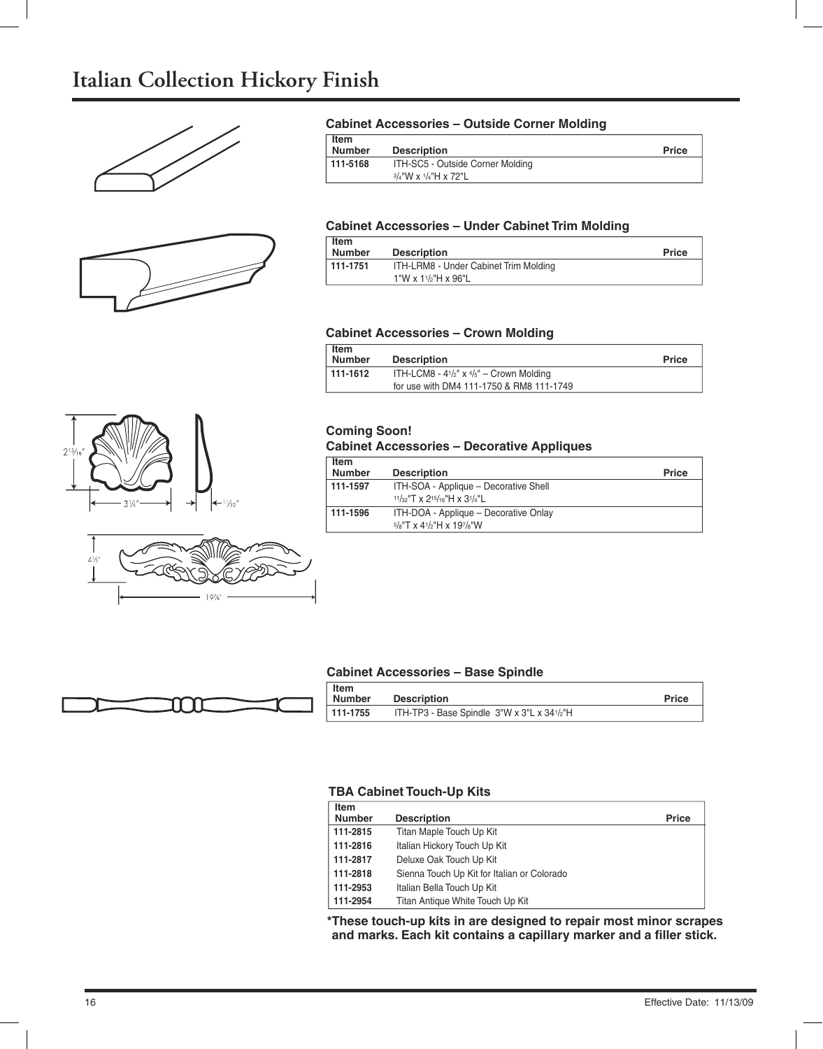# Italian Collection Hickory Finish

### Cabinet Accessories – Outside Corner Molding

| Item Number | Description | Price |
|---|---|---|
| 111-5168 | ITH-SC5 - Outside Corner Molding<br>3/4"W x 1/4"H x 72"L | |

### Cabinet Accessories – Under Cabinet Trim Molding

| Item Number | Description | Price |
|---|---|---|
| 111-1751 | ITH-LRM8 - Under Cabinet Trim Molding<br>1"W x 1 1/2"H x 96"L | |

### Cabinet Accessories – Crown Molding

| Item Number | Description | Price |
|---|---|---|
| 111-1612 | ITH-LCM8 - 4 1/2" x 4/5" – Crown Molding<br>for use with DM4 111-1750 & RM8 111-1749 | |

### Coming Soon!
### Cabinet Accessories – Decorative Appliques

| Item Number | Description | Price |
|---|---|---|
| 111-1597 | ITH-SOA - Applique – Decorative Shell<br>11/32"T x 2 15/16"H x 3 1/4"L | |
| 111-1596 | ITH-DOA - Applique – Decorative Onlay<br>5/8"T x 4 1/2"H x 19 7/8"W | |

### Cabinet Accessories – Base Spindle

| Item Number | Description | Price |
|---|---|---|
| 111-1755 | ITH-TP3 - Base Spindle 3"W x 3"L x 34 1/2"H | |

### TBA Cabinet Touch-Up Kits

| Item Number | Description | Price |
|---|---|---|
| 111-2815 | Titan Maple Touch Up Kit | |
| 111-2816 | Italian Hickory Touch Up Kit | |
| 111-2817 | Deluxe Oak Touch Up Kit | |
| 111-2818 | Sienna Touch Up Kit for Italian or Colorado | |
| 111-2953 | Italian Bella Touch Up Kit | |
| 111-2954 | Titan Antique White Touch Up Kit | |

**\*These touch-up kits in are designed to repair most minor scrapes and marks. Each kit contains a capillary marker and a filler stick.**

Effective Date: 11/13/09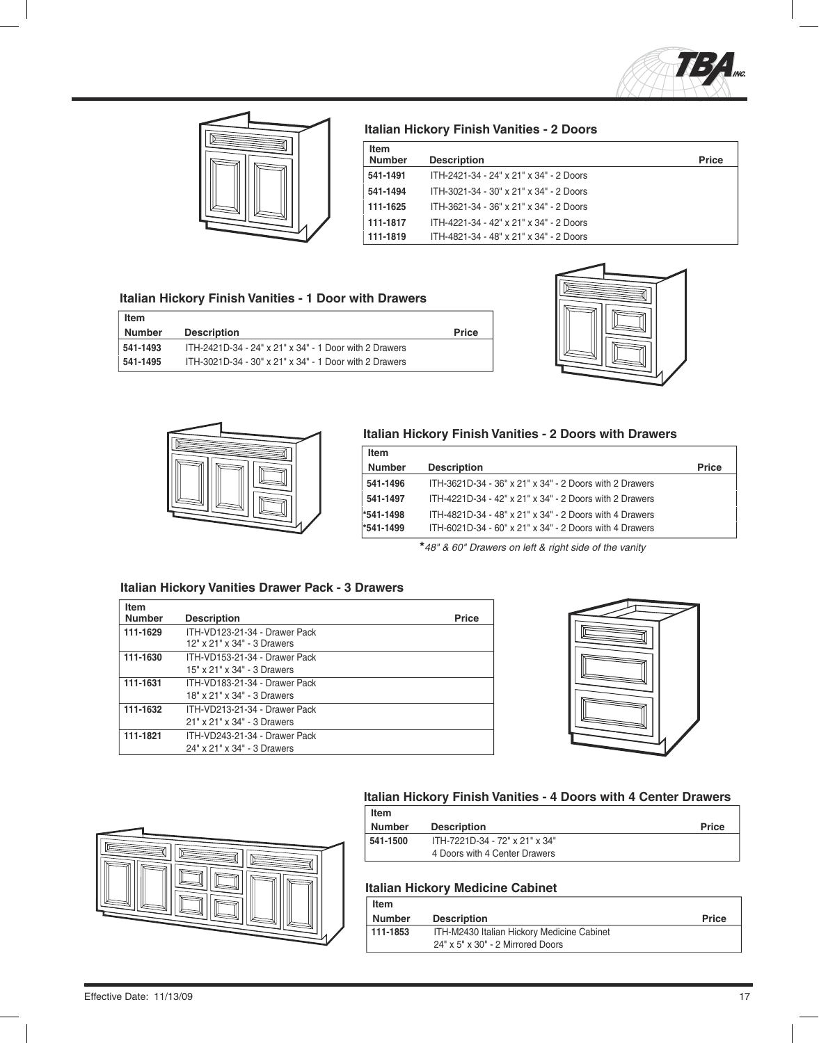## Italian Hickory Finish Vanities - 2 Doors

| Item Number | Description | Price |
|---|---|---|
| 541-1491 | ITH-2421-34 - 24" x 21" x 34" - 2 Doors | |
| 541-1494 | ITH-3021-34 - 30" x 21" x 34" - 2 Doors | |
| 111-1625 | ITH-3621-34 - 36" x 21" x 34" - 2 Doors | |
| 111-1817 | ITH-4221-34 - 42" x 21" x 34" - 2 Doors | |
| 111-1819 | ITH-4821-34 - 48" x 21" x 34" - 2 Doors | |

## Italian Hickory Finish Vanities - 1 Door with Drawers

| Item Number | Description | Price |
|---|---|---|
| 541-1493 | ITH-2421D-34 - 24" x 21" x 34" - 1 Door with 2 Drawers | |
| 541-1495 | ITH-3021D-34 - 30" x 21" x 34" - 1 Door with 2 Drawers | |

## Italian Hickory Finish Vanities - 2 Doors with Drawers

| Item Number | Description | Price |
|---|---|---|
| 541-1496 | ITH-3621D-34 - 36" x 21" x 34" - 2 Doors with 2 Drawers | |
| 541-1497 | ITH-4221D-34 - 42" x 21" x 34" - 2 Doors with 2 Drawers | |
| *541-1498 | ITH-4821D-34 - 48" x 21" x 34" - 2 Doors with 4 Drawers | |
| *541-1499 | ITH-6021D-34 - 60" x 21" x 34" - 2 Doors with 4 Drawers | |

*\*48" & 60" Drawers on left & right side of the vanity*

## Italian Hickory Vanities Drawer Pack - 3 Drawers

| Item Number | Description | Price |
|---|---|---|
| 111-1629 | ITH-VD123-21-34 - Drawer Pack 12" x 21" x 34" - 3 Drawers | |
| 111-1630 | ITH-VD153-21-34 - Drawer Pack 15" x 21" x 34" - 3 Drawers | |
| 111-1631 | ITH-VD183-21-34 - Drawer Pack 18" x 21" x 34" - 3 Drawers | |
| 111-1632 | ITH-VD213-21-34 - Drawer Pack 21" x 21" x 34" - 3 Drawers | |
| 111-1821 | ITH-VD243-21-34 - Drawer Pack 24" x 21" x 34" - 3 Drawers | |

## Italian Hickory Finish Vanities - 4 Doors with 4 Center Drawers

| Item Number | Description | Price |
|---|---|---|
| 541-1500 | ITH-7221D-34 - 72" x 21" x 34" 4 Doors with 4 Center Drawers | |

## Italian Hickory Medicine Cabinet

| Item Number | Description | Price |
|---|---|---|
| 111-1853 | ITH-M2430 Italian Hickory Medicine Cabinet 24" x 5" x 30" - 2 Mirrored Doors | |

Effective Date: 11/13/09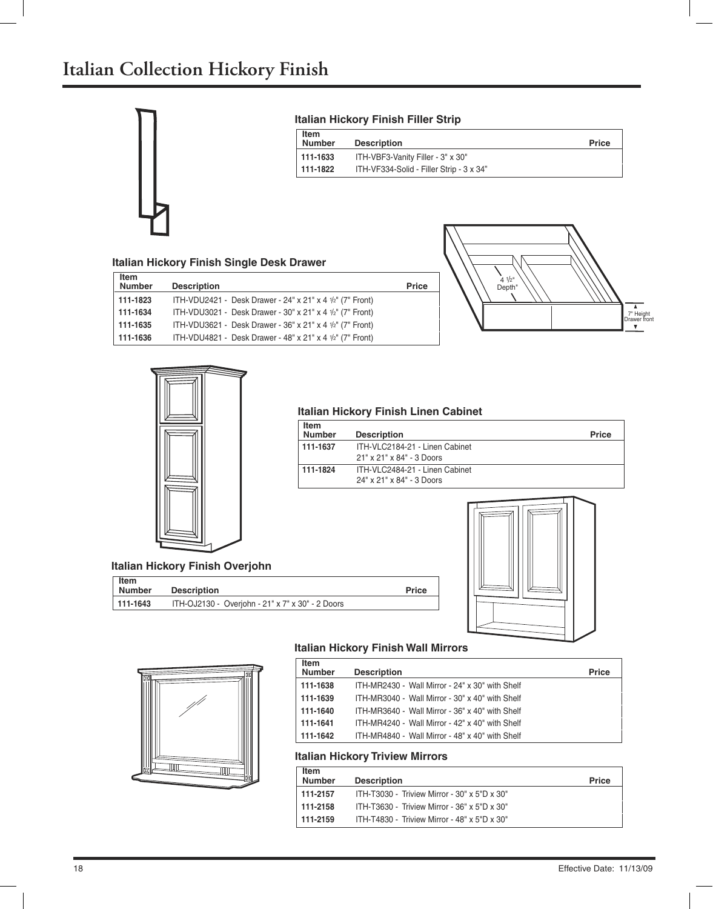# Italian Collection Hickory Finish

### Italian Hickory Finish Filler Strip

| Item Number | Description | Price |
|---|---|---|
| 111-1633 | ITH-VBF3-Vanity Filler - 3" x 30" | |
| 111-1822 | ITH-VF334-Solid - Filler Strip - 3 x 34" | |

### Italian Hickory Finish Single Desk Drawer

| Item Number | Description | Price |
|---|---|---|
| 111-1823 | ITH-VDU2421 - Desk Drawer - 24" x 21" x 4 1/2" (7" Front) | |
| 111-1634 | ITH-VDU3021 - Desk Drawer - 30" x 21" x 4 1/2" (7" Front) | |
| 111-1635 | ITH-VDU3621 - Desk Drawer - 36" x 21" x 4 1/2" (7" Front) | |
| 111-1636 | ITH-VDU4821 - Desk Drawer - 48" x 21" x 4 1/2" (7" Front) | |

4 1/2" Depth*

7" Height Drawer front

### Italian Hickory Finish Linen Cabinet

| Item Number | Description | Price |
|---|---|---|
| 111-1637 | ITH-VLC2184-21 - Linen Cabinet 21" x 21" x 84" - 3 Doors | |
| 111-1824 | ITH-VLC2484-21 - Linen Cabinet 24" x 21" x 84" - 3 Doors | |

### Italian Hickory Finish Overjohn

| Item Number | Description | Price |
|---|---|---|
| 111-1643 | ITH-OJ2130 - Overjohn - 21" x 7" x 30" - 2 Doors | |

### Italian Hickory Finish Wall Mirrors

| Item Number | Description | Price |
|---|---|---|
| 111-1638 | ITH-MR2430 - Wall Mirror - 24" x 30" with Shelf | |
| 111-1639 | ITH-MR3040 - Wall Mirror - 30" x 40" with Shelf | |
| 111-1640 | ITH-MR3640 - Wall Mirror - 36" x 40" with Shelf | |
| 111-1641 | ITH-MR4240 - Wall Mirror - 42" x 40" with Shelf | |
| 111-1642 | ITH-MR4840 - Wall Mirror - 48" x 40" with Shelf | |

### Italian Hickory Triview Mirrors

| Item Number | Description | Price |
|---|---|---|
| 111-2157 | ITH-T3030 - Triview Mirror - 30" x 5"D x 30" | |
| 111-2158 | ITH-T3630 - Triview Mirror - 36" x 5"D x 30" | |
| 111-2159 | ITH-T4830 - Triview Mirror - 48" x 5"D x 30" | |

Effective Date: 11/13/09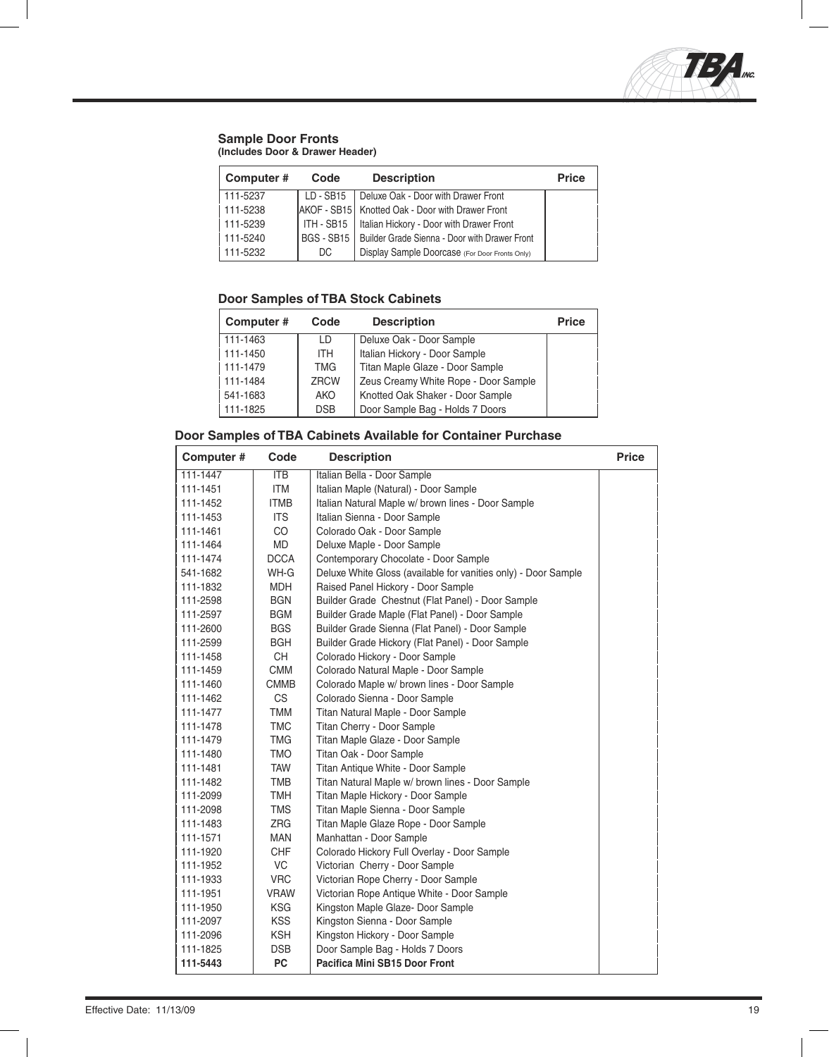## Sample Door Fronts

**(Includes Door & Drawer Header)**

| Computer # | Code | Description | Price |
|---|---|---|---|
| 111-5237 | LD - SB15 | Deluxe Oak - Door with Drawer Front | |
| 111-5238 | AKOF - SB15 | Knotted Oak - Door with Drawer Front | |
| 111-5239 | ITH - SB15 | Italian Hickory - Door with Drawer Front | |
| 111-5240 | BGS - SB15 | Builder Grade Sienna - Door with Drawer Front | |
| 111-5232 | DC | Display Sample Doorcase (For Door Fronts Only) | |

## Door Samples of TBA Stock Cabinets

| Computer # | Code | Description | Price |
|---|---|---|---|
| 111-1463 | LD | Deluxe Oak - Door Sample | |
| 111-1450 | ITH | Italian Hickory - Door Sample | |
| 111-1479 | TMG | Titan Maple Glaze - Door Sample | |
| 111-1484 | ZRCW | Zeus Creamy White Rope - Door Sample | |
| 541-1683 | AKO | Knotted Oak Shaker - Door Sample | |
| 111-1825 | DSB | Door Sample Bag - Holds 7 Doors | |

## Door Samples of TBA Cabinets Available for Container Purchase

| Computer # | Code | Description | Price |
|---|---|---|---|
| 111-1447 | ITB | Italian Bella - Door Sample | |
| 111-1451 | ITM | Italian Maple (Natural) - Door Sample | |
| 111-1452 | ITMB | Italian Natural Maple w/ brown lines - Door Sample | |
| 111-1453 | ITS | Italian Sienna - Door Sample | |
| 111-1461 | CO | Colorado Oak - Door Sample | |
| 111-1464 | MD | Deluxe Maple - Door Sample | |
| 111-1474 | DCCA | Contemporary Chocolate - Door Sample | |
| 541-1682 | WH-G | Deluxe White Gloss (available for vanities only) - Door Sample | |
| 111-1832 | MDH | Raised Panel Hickory - Door Sample | |
| 111-2598 | BGN | Builder Grade Chestnut (Flat Panel) - Door Sample | |
| 111-2597 | BGM | Builder Grade Maple (Flat Panel) - Door Sample | |
| 111-2600 | BGS | Builder Grade Sienna (Flat Panel) - Door Sample | |
| 111-2599 | BGH | Builder Grade Hickory (Flat Panel) - Door Sample | |
| 111-1458 | CH | Colorado Hickory - Door Sample | |
| 111-1459 | CMM | Colorado Natural Maple - Door Sample | |
| 111-1460 | CMMB | Colorado Maple w/ brown lines - Door Sample | |
| 111-1462 | CS | Colorado Sienna - Door Sample | |
| 111-1477 | TMM | Titan Natural Maple - Door Sample | |
| 111-1478 | TMC | Titan Cherry - Door Sample | |
| 111-1479 | TMG | Titan Maple Glaze - Door Sample | |
| 111-1480 | TMO | Titan Oak - Door Sample | |
| 111-1481 | TAW | Titan Antique White - Door Sample | |
| 111-1482 | TMB | Titan Natural Maple w/ brown lines - Door Sample | |
| 111-2099 | TMH | Titan Maple Hickory - Door Sample | |
| 111-2098 | TMS | Titan Maple Sienna - Door Sample | |
| 111-1483 | ZRG | Titan Maple Glaze Rope - Door Sample | |
| 111-1571 | MAN | Manhattan - Door Sample | |
| 111-1920 | CHF | Colorado Hickory Full Overlay - Door Sample | |
| 111-1952 | VC | Victorian Cherry - Door Sample | |
| 111-1933 | VRC | Victorian Rope Cherry - Door Sample | |
| 111-1951 | VRAW | Victorian Rope Antique White - Door Sample | |
| 111-1950 | KSG | Kingston Maple Glaze- Door Sample | |
| 111-2097 | KSS | Kingston Sienna - Door Sample | |
| 111-2096 | KSH | Kingston Hickory - Door Sample | |
| 111-1825 | DSB | Door Sample Bag - Holds 7 Doors | |
| **111-5443** | **PC** | **Pacifica Mini SB15 Door Front** | |

Effective Date: 11/13/09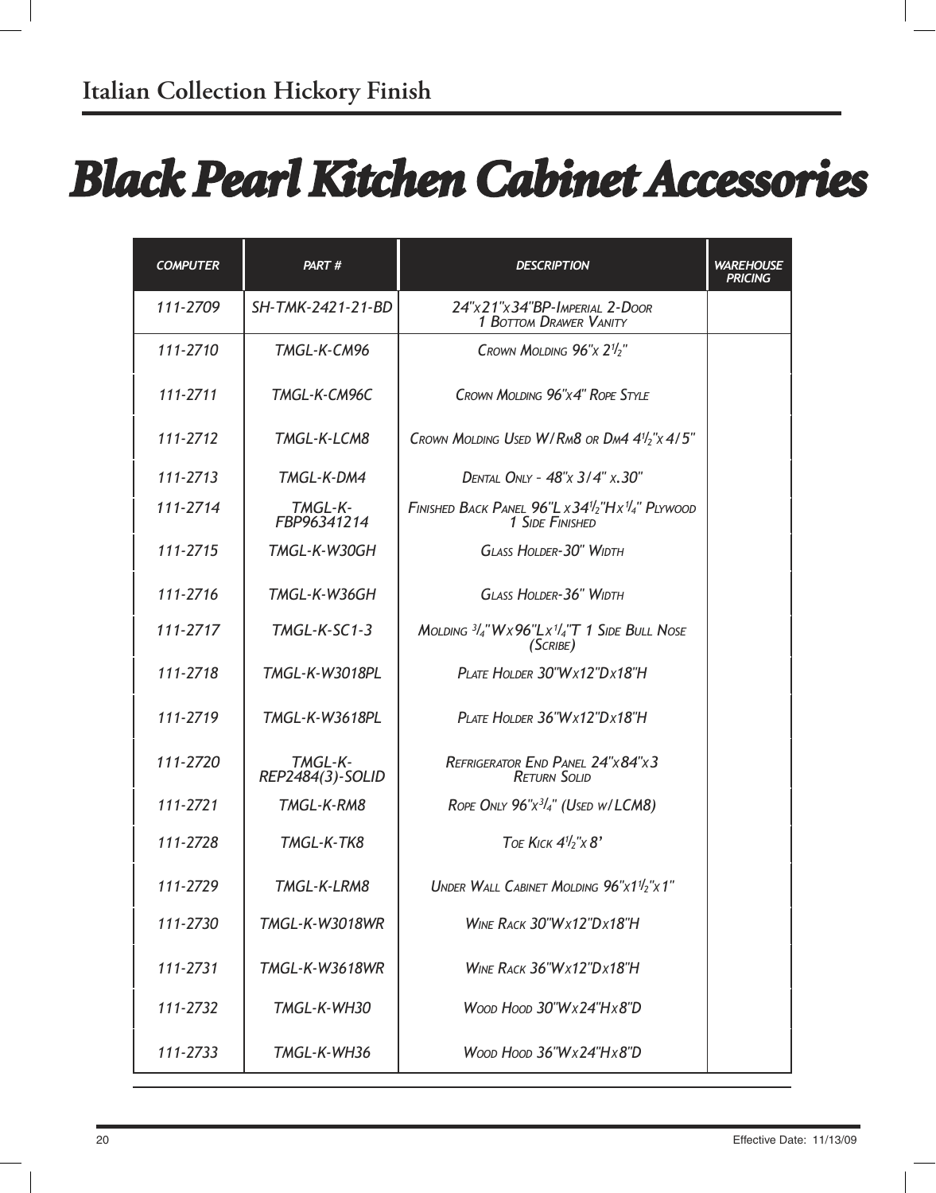## Italian Collection Hickory Finish

# Black Pearl Kitchen Cabinet Accessories

| COMPUTER | PART # | DESCRIPTION | WAREHOUSE PRICING |
|---|---|---|---|
| 111-2709 | SH-TMK-2421-21-BD | 24"x21"x34"BP-Imperial 2-Door 1 Bottom Drawer Vanity | |
| 111-2710 | TMGL-K-CM96 | Crown Molding 96"x $2^1/_2$" | |
| 111-2711 | TMGL-K-CM96C | Crown Molding 96"x4" Rope Style | |
| 111-2712 | TMGL-K-LCM8 | Crown Molding Used W/Rm8 or Dm4 $4^1/_2$"x 4/5" | |
| 111-2713 | TMGL-K-DM4 | Dental Only - 48"x 3/4" x.30" | |
| 111-2714 | TMGL-K-FBP96341214 | Finished Back Panel 96"L x$34^1/_2$"Hx$^1/_4$" Plywood 1 Side Finished | |
| 111-2715 | TMGL-K-W30GH | Glass Holder-30" Width | |
| 111-2716 | TMGL-K-W36GH | Glass Holder-36" Width | |
| 111-2717 | TMGL-K-SC1-3 | Molding $^3/_4$"Wx96"Lx$^1/_4$"T 1 Side Bull Nose (Scribe) | |
| 111-2718 | TMGL-K-W3018PL | Plate Holder 30"Wx12"Dx18"H | |
| 111-2719 | TMGL-K-W3618PL | Plate Holder 36"Wx12"Dx18"H | |
| 111-2720 | TMGL-K-REP2484(3)-SOLID | Refrigerator End Panel 24"x84"x3 Return Solid | |
| 111-2721 | TMGL-K-RM8 | Rope Only 96"x$^3/_4$" (Used w/LCM8) | |
| 111-2728 | TMGL-K-TK8 | Toe Kick $4^1/_2$"x 8' | |
| 111-2729 | TMGL-K-LRM8 | Under Wall Cabinet Molding 96"x$1^1/_2$"x1" | |
| 111-2730 | TMGL-K-W3018WR | Wine Rack 30"Wx12"Dx18"H | |
| 111-2731 | TMGL-K-W3618WR | Wine Rack 36"Wx12"Dx18"H | |
| 111-2732 | TMGL-K-WH30 | Wood Hood 30"Wx24"Hx8"D | |
| 111-2733 | TMGL-K-WH36 | Wood Hood 36"Wx24"Hx8"D | |

Effective Date: 11/13/09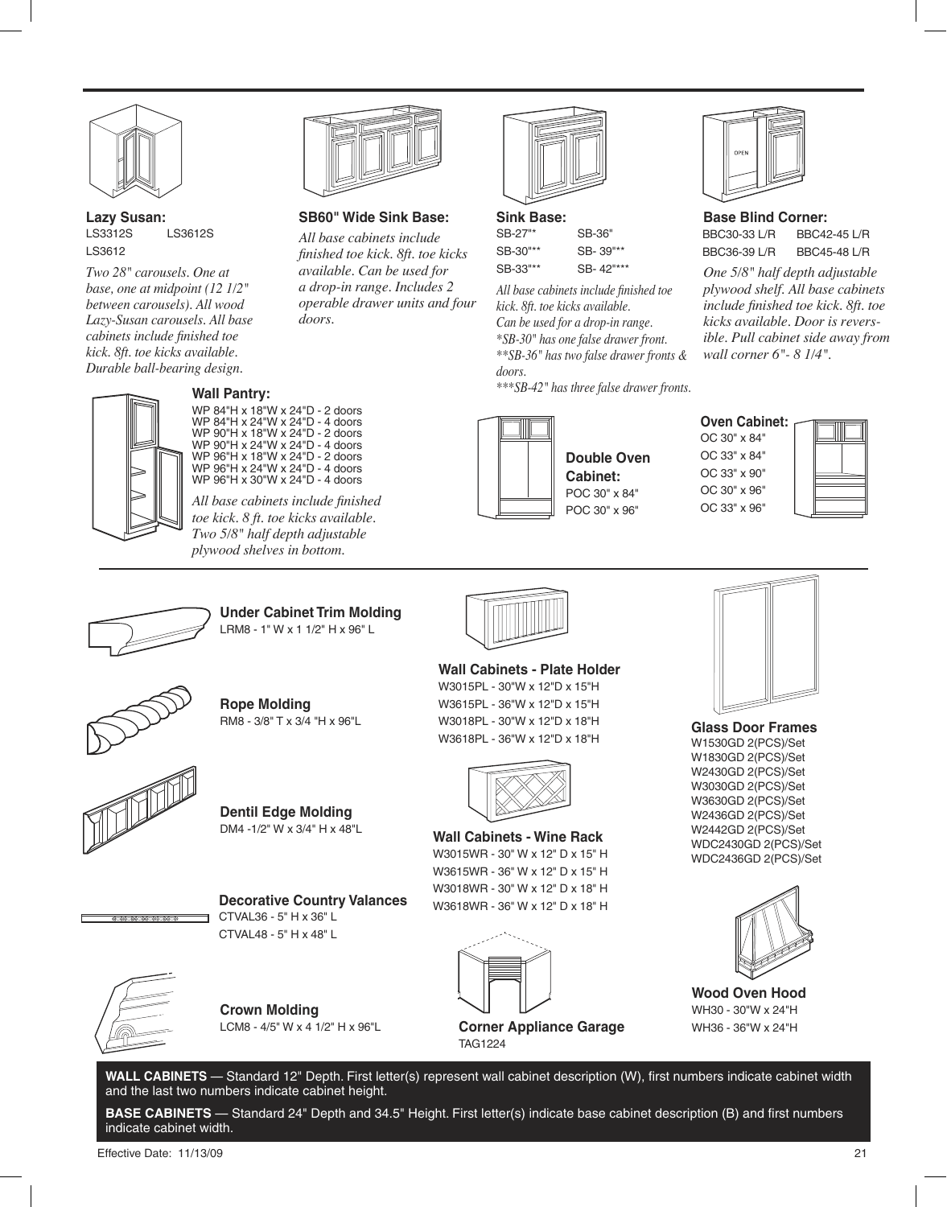**Lazy Susan:**
LS3312S LS3612S
LS3612

*Two 28" carousels. One at base, one at midpoint (12 1/2" between carousels). All wood Lazy-Susan carousels. All base cabinets include finished toe kick. 8ft. toe kicks available. Durable ball-bearing design.*

**SB60" Wide Sink Base:**

*All base cabinets include finished toe kick. 8ft. toe kicks available. Can be used for a drop-in range. Includes 2 operable drawer units and four doors.*

**Sink Base:**
SB-27"* SB-36"
SB-30"** SB- 39"**
SB-33"** SB- 42"***

*All base cabinets include finished toe kick. 8ft. toe kicks available.*
*Can be used for a drop-in range.*
**SB-30" has one false drawer front.*
***SB-36" has two false drawer fronts & doors.*
****SB-42" has three false drawer fronts.*

**Base Blind Corner:**
BBC30-33 L/R BBC42-45 L/R
BBC36-39 L/R BBC45-48 L/R

*One 5/8" half depth adjustable plywood shelf. All base cabinets include finished toe kick. 8ft. toe kicks available. Door is reversible. Pull cabinet side away from wall corner 6"- 8 1/4".*

**Wall Pantry:**
WP 84"H x 18"W x 24"D - 2 doors
WP 84"H x 24"W x 24"D - 4 doors
WP 90"H x 18"W x 24"D - 2 doors
WP 90"H x 24"W x 24"D - 4 doors
WP 96"H x 18"W x 24"D - 2 doors
WP 96"H x 24"W x 24"D - 4 doors
WP 96"H x 30"W x 24"D - 4 doors

*All base cabinets include finished toe kick. 8 ft. toe kicks available. Two 5/8" half depth adjustable plywood shelves in bottom.*

**Double Oven Cabinet:**
POC 30" x 84"
POC 30" x 96"

**Oven Cabinet:**
OC 30" x 84"
OC 33" x 84"
OC 33" x 90"
OC 30" x 96"
OC 33" x 96"

**Under Cabinet Trim Molding**
LRM8 - 1" W x 1 1/2" H x 96" L

**Rope Molding**
RM8 - 3/8" T x 3/4 "H x 96"L

**Dentil Edge Molding**
DM4 -1/2" W x 3/4" H x 48"L

**Decorative Country Valances**
CTVAL36 - 5" H x 36" L
CTVAL48 - 5" H x 48" L

**Crown Molding**
LCM8 - 4/5" W x 4 1/2" H x 96"L

**Wall Cabinets - Plate Holder**
W3015PL - 30"W x 12"D x 15"H
W3615PL - 36"W x 12"D x 15"H
W3018PL - 30"W x 12"D x 18"H
W3618PL - 36"W x 12"D x 18"H

**Wall Cabinets - Wine Rack**
W3015WR - 30" W x 12" D x 15" H
W3615WR - 36" W x 12" D x 15" H
W3018WR - 30" W x 12" D x 18" H
W3618WR - 36" W x 12" D x 18" H

**Corner Appliance Garage**
TAG1224

**Glass Door Frames**
W1530GD 2(PCS)/Set
W1830GD 2(PCS)/Set
W2430GD 2(PCS)/Set
W3030GD 2(PCS)/Set
W3630GD 2(PCS)/Set
W2436GD 2(PCS)/Set
W2442GD 2(PCS)/Set
WDC2430GD 2(PCS)/Set
WDC2436GD 2(PCS)/Set

**Wood Oven Hood**
WH30 - 30"W x 24"H
WH36 - 36"W x 24"H

**WALL CABINETS** — Standard 12" Depth. First letter(s) represent wall cabinet description (W), first numbers indicate cabinet width and the last two numbers indicate cabinet height.

**BASE CABINETS** — Standard 24" Depth and 34.5" Height. First letter(s) indicate base cabinet description (B) and first numbers indicate cabinet width.

Effective Date: 11/13/09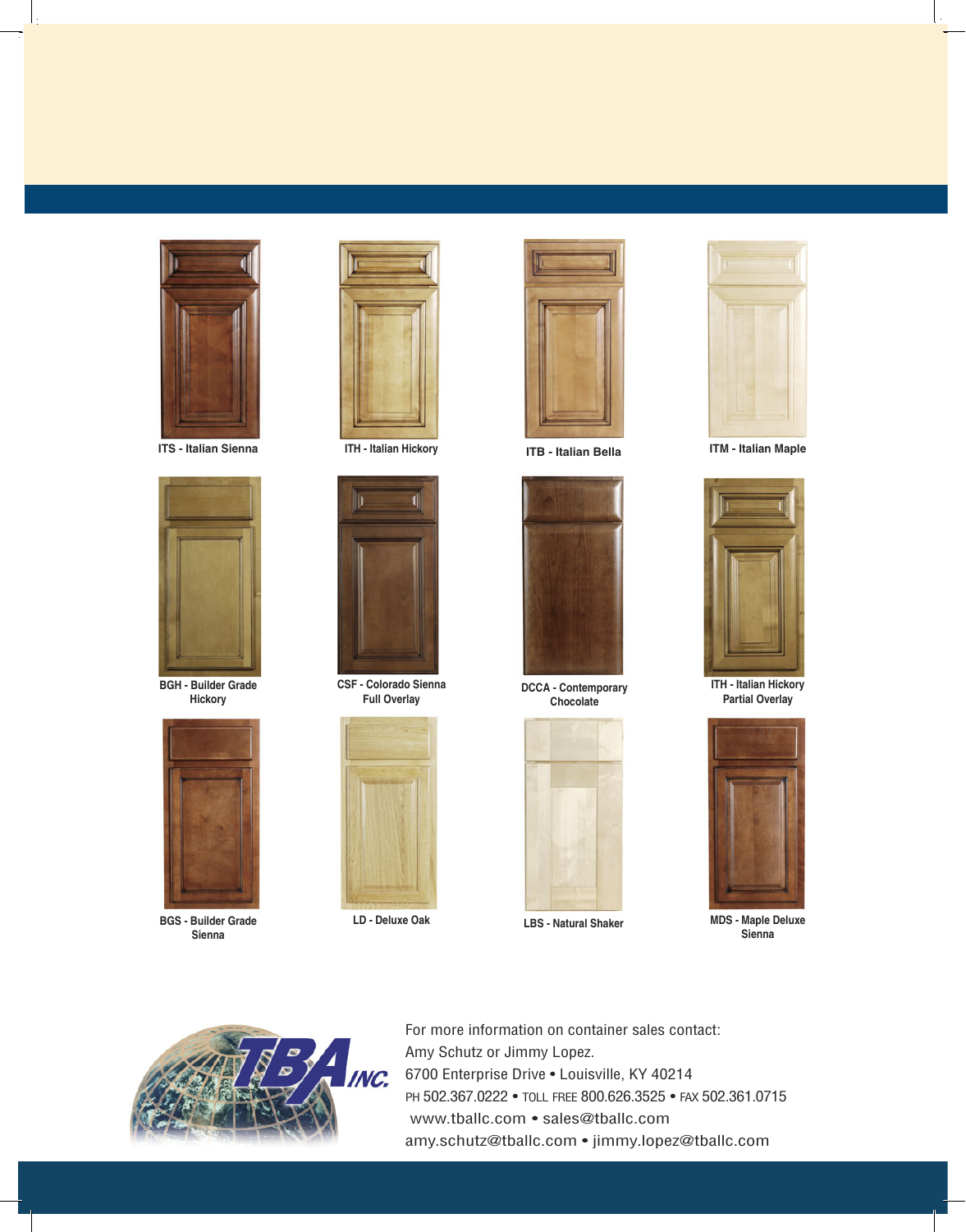ITS - Italian Sienna

ITH - Italian Hickory

ITB - Italian Bella

ITM - Italian Maple

BGH - Builder Grade Hickory

CSF - Colorado Sienna Full Overlay

DCCA - Contemporary Chocolate

ITH - Italian Hickory Partial Overlay

BGS - Builder Grade Sienna

LD - Deluxe Oak

LBS - Natural Shaker

MDS - Maple Deluxe Sienna

TBA INC.

For more information on container sales contact:
Amy Schutz or Jimmy Lopez.
6700 Enterprise Drive • Louisville, KY 40214
PH 502.367.0222 • TOLL FREE 800.626.3525 • FAX 502.361.0715
www.tballc.com • sales@tballc.com
amy.schutz@tballc.com • jimmy.lopez@tballc.com